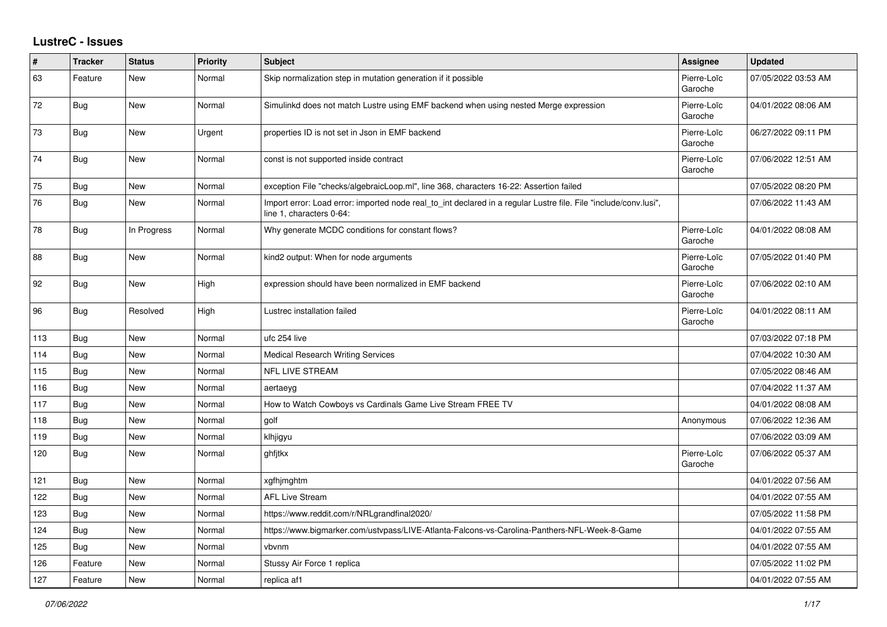# LustreC - Issues

| # | Tracker | Status | Priority | Subject | Assignee | Updated |
|---|---|---|---|---|---|---|
| 63 | Feature | New | Normal | Skip normalization step in mutation generation if it possible | Pierre-Loïc Garoche | 07/05/2022 03:53 AM |
| 72 | Bug | New | Normal | Simulinkd does not match Lustre using EMF backend when using nested Merge expression | Pierre-Loïc Garoche | 04/01/2022 08:06 AM |
| 73 | Bug | New | Urgent | properties ID is not set in Json in EMF backend | Pierre-Loïc Garoche | 06/27/2022 09:11 PM |
| 74 | Bug | New | Normal | const is not supported inside contract | Pierre-Loïc Garoche | 07/06/2022 12:51 AM |
| 75 | Bug | New | Normal | exception File "checks/algebraicLoop.ml", line 368, characters 16-22: Assertion failed | | 07/05/2022 08:20 PM |
| 76 | Bug | New | Normal | Import error: Load error: imported node real_to_int declared in a regular Lustre file. File "include/conv.lusi", line 1, characters 0-64: | | 07/06/2022 11:43 AM |
| 78 | Bug | In Progress | Normal | Why generate MCDC conditions for constant flows? | Pierre-Loïc Garoche | 04/01/2022 08:08 AM |
| 88 | Bug | New | Normal | kind2 output: When for node arguments | Pierre-Loïc Garoche | 07/05/2022 01:40 PM |
| 92 | Bug | New | High | expression should have been normalized in EMF backend | Pierre-Loïc Garoche | 07/06/2022 02:10 AM |
| 96 | Bug | Resolved | High | Lustrec installation failed | Pierre-Loïc Garoche | 04/01/2022 08:11 AM |
| 113 | Bug | New | Normal | ufc 254 live | | 07/03/2022 07:18 PM |
| 114 | Bug | New | Normal | Medical Research Writing Services | | 07/04/2022 10:30 AM |
| 115 | Bug | New | Normal | NFL LIVE STREAM | | 07/05/2022 08:46 AM |
| 116 | Bug | New | Normal | aertaeyg | | 07/04/2022 11:37 AM |
| 117 | Bug | New | Normal | How to Watch Cowboys vs Cardinals Game Live Stream FREE TV | | 04/01/2022 08:08 AM |
| 118 | Bug | New | Normal | golf | Anonymous | 07/06/2022 12:36 AM |
| 119 | Bug | New | Normal | klhjigyu | | 07/06/2022 03:09 AM |
| 120 | Bug | New | Normal | ghfjtkx | Pierre-Loïc Garoche | 07/06/2022 05:37 AM |
| 121 | Bug | New | Normal | xgfhjmghtm | | 04/01/2022 07:56 AM |
| 122 | Bug | New | Normal | AFL Live Stream | | 04/01/2022 07:55 AM |
| 123 | Bug | New | Normal | https://www.reddit.com/r/NRLgrandfinal2020/ | | 07/05/2022 11:58 PM |
| 124 | Bug | New | Normal | https://www.bigmarker.com/ustvpass/LIVE-Atlanta-Falcons-vs-Carolina-Panthers-NFL-Week-8-Game | | 04/01/2022 07:55 AM |
| 125 | Bug | New | Normal | vbvnm | | 04/01/2022 07:55 AM |
| 126 | Feature | New | Normal | Stussy Air Force 1 replica | | 07/05/2022 11:02 PM |
| 127 | Feature | New | Normal | replica af1 | | 04/01/2022 07:55 AM |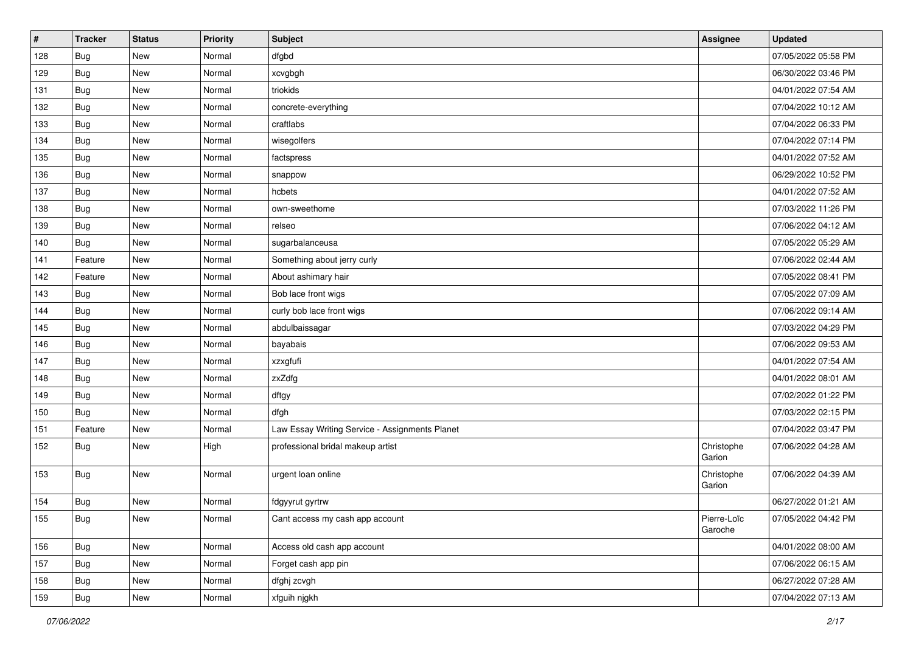| # | Tracker | Status | Priority | Subject | Assignee | Updated |
|---|---|---|---|---|---|---|
| 128 | Bug | New | Normal | dfgbd | | 07/05/2022 05:58 PM |
| 129 | Bug | New | Normal | xcvgbgh | | 06/30/2022 03:46 PM |
| 131 | Bug | New | Normal | triokids | | 04/01/2022 07:54 AM |
| 132 | Bug | New | Normal | concrete-everything | | 07/04/2022 10:12 AM |
| 133 | Bug | New | Normal | craftlabs | | 07/04/2022 06:33 PM |
| 134 | Bug | New | Normal | wisegolfers | | 07/04/2022 07:14 PM |
| 135 | Bug | New | Normal | factspress | | 04/01/2022 07:52 AM |
| 136 | Bug | New | Normal | snappow | | 06/29/2022 10:52 PM |
| 137 | Bug | New | Normal | hcbets | | 04/01/2022 07:52 AM |
| 138 | Bug | New | Normal | own-sweethome | | 07/03/2022 11:26 PM |
| 139 | Bug | New | Normal | relseo | | 07/06/2022 04:12 AM |
| 140 | Bug | New | Normal | sugarbalanceusa | | 07/05/2022 05:29 AM |
| 141 | Feature | New | Normal | Something about jerry curly | | 07/06/2022 02:44 AM |
| 142 | Feature | New | Normal | About ashimary hair | | 07/05/2022 08:41 PM |
| 143 | Bug | New | Normal | Bob lace front wigs | | 07/05/2022 07:09 AM |
| 144 | Bug | New | Normal | curly bob lace front wigs | | 07/06/2022 09:14 AM |
| 145 | Bug | New | Normal | abdulbaissagar | | 07/03/2022 04:29 PM |
| 146 | Bug | New | Normal | bayabais | | 07/06/2022 09:53 AM |
| 147 | Bug | New | Normal | xzxgfufi | | 04/01/2022 07:54 AM |
| 148 | Bug | New | Normal | zxZdfg | | 04/01/2022 08:01 AM |
| 149 | Bug | New | Normal | dftgy | | 07/02/2022 01:22 PM |
| 150 | Bug | New | Normal | dfgh | | 07/03/2022 02:15 PM |
| 151 | Feature | New | Normal | Law Essay Writing Service - Assignments Planet | | 07/04/2022 03:47 PM |
| 152 | Bug | New | High | professional bridal makeup artist | Christophe Garion | 07/06/2022 04:28 AM |
| 153 | Bug | New | Normal | urgent loan online | Christophe Garion | 07/06/2022 04:39 AM |
| 154 | Bug | New | Normal | fdgyyrut gyrtrw | | 06/27/2022 01:21 AM |
| 155 | Bug | New | Normal | Cant access my cash app account | Pierre-Loïc Garoche | 07/05/2022 04:42 PM |
| 156 | Bug | New | Normal | Access old cash app account | | 04/01/2022 08:00 AM |
| 157 | Bug | New | Normal | Forget cash app pin | | 07/06/2022 06:15 AM |
| 158 | Bug | New | Normal | dfghj zcvgh | | 06/27/2022 07:28 AM |
| 159 | Bug | New | Normal | xfguih njgkh | | 07/04/2022 07:13 AM |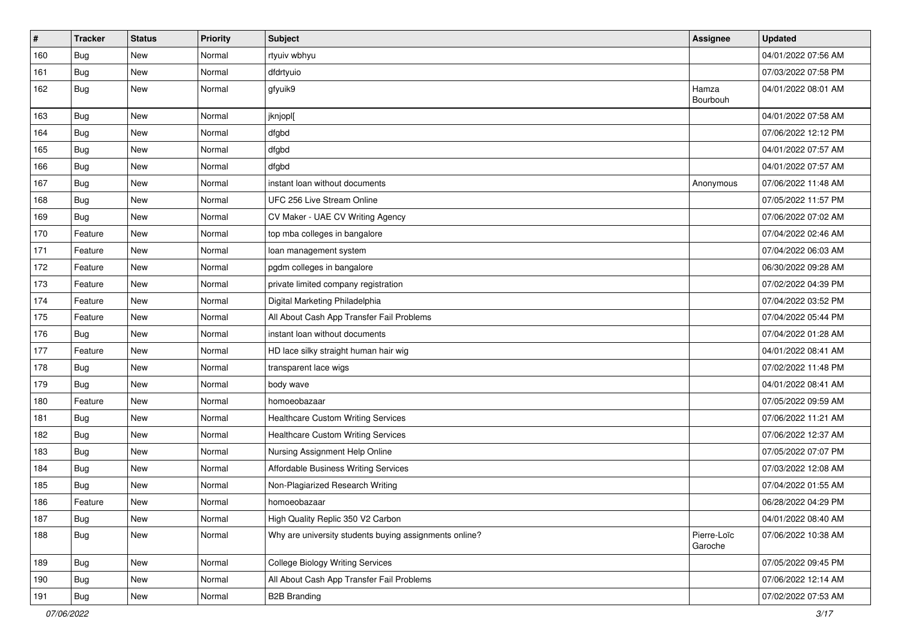| # | Tracker | Status | Priority | Subject | Assignee | Updated |
|---|---|---|---|---|---|---|
| 160 | Bug | New | Normal | rtyuiv wbhyu | | 04/01/2022 07:56 AM |
| 161 | Bug | New | Normal | dfdrtyuio | | 07/03/2022 07:58 PM |
| 162 | Bug | New | Normal | gfyuik9 | Hamza Bourbouh | 04/01/2022 08:01 AM |
| 163 | Bug | New | Normal | jknjopl[ | | 04/01/2022 07:58 AM |
| 164 | Bug | New | Normal | dfgbd | | 07/06/2022 12:12 PM |
| 165 | Bug | New | Normal | dfgbd | | 04/01/2022 07:57 AM |
| 166 | Bug | New | Normal | dfgbd | | 04/01/2022 07:57 AM |
| 167 | Bug | New | Normal | instant loan without documents | Anonymous | 07/06/2022 11:48 AM |
| 168 | Bug | New | Normal | UFC 256 Live Stream Online | | 07/05/2022 11:57 PM |
| 169 | Bug | New | Normal | CV Maker - UAE CV Writing Agency | | 07/06/2022 07:02 AM |
| 170 | Feature | New | Normal | top mba colleges in bangalore | | 07/04/2022 02:46 AM |
| 171 | Feature | New | Normal | loan management system | | 07/04/2022 06:03 AM |
| 172 | Feature | New | Normal | pgdm colleges in bangalore | | 06/30/2022 09:28 AM |
| 173 | Feature | New | Normal | private limited company registration | | 07/02/2022 04:39 PM |
| 174 | Feature | New | Normal | Digital Marketing Philadelphia | | 07/04/2022 03:52 PM |
| 175 | Feature | New | Normal | All About Cash App Transfer Fail Problems | | 07/04/2022 05:44 PM |
| 176 | Bug | New | Normal | instant loan without documents | | 07/04/2022 01:28 AM |
| 177 | Feature | New | Normal | HD lace silky straight human hair wig | | 04/01/2022 08:41 AM |
| 178 | Bug | New | Normal | transparent lace wigs | | 07/02/2022 11:48 PM |
| 179 | Bug | New | Normal | body wave | | 04/01/2022 08:41 AM |
| 180 | Feature | New | Normal | homoeobazaar | | 07/05/2022 09:59 AM |
| 181 | Bug | New | Normal | Healthcare Custom Writing Services | | 07/06/2022 11:21 AM |
| 182 | Bug | New | Normal | Healthcare Custom Writing Services | | 07/06/2022 12:37 AM |
| 183 | Bug | New | Normal | Nursing Assignment Help Online | | 07/05/2022 07:07 PM |
| 184 | Bug | New | Normal | Affordable Business Writing Services | | 07/03/2022 12:08 AM |
| 185 | Bug | New | Normal | Non-Plagiarized Research Writing | | 07/04/2022 01:55 AM |
| 186 | Feature | New | Normal | homoeobazaar | | 06/28/2022 04:29 PM |
| 187 | Bug | New | Normal | High Quality Replic 350 V2 Carbon | | 04/01/2022 08:40 AM |
| 188 | Bug | New | Normal | Why are university students buying assignments online? | Pierre-Loïc Garoche | 07/06/2022 10:38 AM |
| 189 | Bug | New | Normal | College Biology Writing Services | | 07/05/2022 09:45 PM |
| 190 | Bug | New | Normal | All About Cash App Transfer Fail Problems | | 07/06/2022 12:14 AM |
| 191 | Bug | New | Normal | B2B Branding | | 07/02/2022 07:53 AM |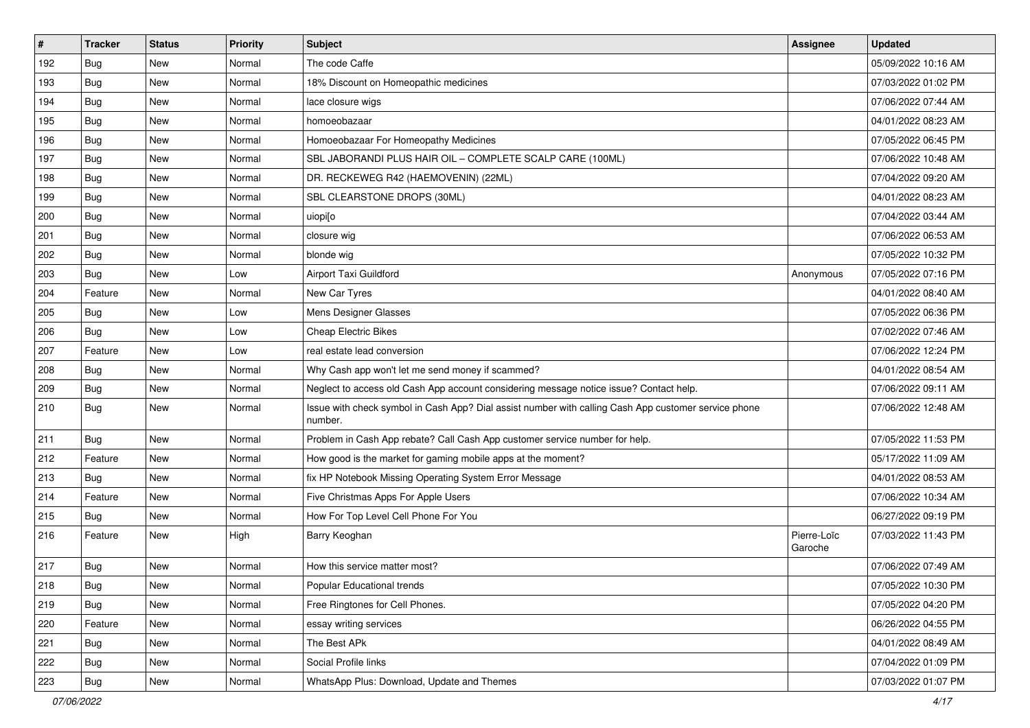| # | Tracker | Status | Priority | Subject | Assignee | Updated |
|---|---|---|---|---|---|---|
| 192 | Bug | New | Normal | The code Caffe | | 05/09/2022 10:16 AM |
| 193 | Bug | New | Normal | 18% Discount on Homeopathic medicines | | 07/03/2022 01:02 PM |
| 194 | Bug | New | Normal | lace closure wigs | | 07/06/2022 07:44 AM |
| 195 | Bug | New | Normal | homoeobazaar | | 04/01/2022 08:23 AM |
| 196 | Bug | New | Normal | Homoeobazaar For Homeopathy Medicines | | 07/05/2022 06:45 PM |
| 197 | Bug | New | Normal | SBL JABORANDI PLUS HAIR OIL – COMPLETE SCALP CARE (100ML) | | 07/06/2022 10:48 AM |
| 198 | Bug | New | Normal | DR. RECKEWEG R42 (HAEMOVENIN) (22ML) | | 07/04/2022 09:20 AM |
| 199 | Bug | New | Normal | SBL CLEARSTONE DROPS (30ML) | | 04/01/2022 08:23 AM |
| 200 | Bug | New | Normal | uiopi[o | | 07/04/2022 03:44 AM |
| 201 | Bug | New | Normal | closure wig | | 07/06/2022 06:53 AM |
| 202 | Bug | New | Normal | blonde wig | | 07/05/2022 10:32 PM |
| 203 | Bug | New | Low | Airport Taxi Guildford | Anonymous | 07/05/2022 07:16 PM |
| 204 | Feature | New | Normal | New Car Tyres | | 04/01/2022 08:40 AM |
| 205 | Bug | New | Low | Mens Designer Glasses | | 07/05/2022 06:36 PM |
| 206 | Bug | New | Low | Cheap Electric Bikes | | 07/02/2022 07:46 AM |
| 207 | Feature | New | Low | real estate lead conversion | | 07/06/2022 12:24 PM |
| 208 | Bug | New | Normal | Why Cash app won't let me send money if scammed? | | 04/01/2022 08:54 AM |
| 209 | Bug | New | Normal | Neglect to access old Cash App account considering message notice issue? Contact help. | | 07/06/2022 09:11 AM |
| 210 | Bug | New | Normal | Issue with check symbol in Cash App? Dial assist number with calling Cash App customer service phone number. | | 07/06/2022 12:48 AM |
| 211 | Bug | New | Normal | Problem in Cash App rebate? Call Cash App customer service number for help. | | 07/05/2022 11:53 PM |
| 212 | Feature | New | Normal | How good is the market for gaming mobile apps at the moment? | | 05/17/2022 11:09 AM |
| 213 | Bug | New | Normal | fix HP Notebook Missing Operating System Error Message | | 04/01/2022 08:53 AM |
| 214 | Feature | New | Normal | Five Christmas Apps For Apple Users | | 07/06/2022 10:34 AM |
| 215 | Bug | New | Normal | How For Top Level Cell Phone For You | | 06/27/2022 09:19 PM |
| 216 | Feature | New | High | Barry Keoghan | Pierre-Loïc Garoche | 07/03/2022 11:43 PM |
| 217 | Bug | New | Normal | How this service matter most? | | 07/06/2022 07:49 AM |
| 218 | Bug | New | Normal | Popular Educational trends | | 07/05/2022 10:30 PM |
| 219 | Bug | New | Normal | Free Ringtones for Cell Phones. | | 07/05/2022 04:20 PM |
| 220 | Feature | New | Normal | essay writing services | | 06/26/2022 04:55 PM |
| 221 | Bug | New | Normal | The Best APk | | 04/01/2022 08:49 AM |
| 222 | Bug | New | Normal | Social Profile links | | 07/04/2022 01:09 PM |
| 223 | Bug | New | Normal | WhatsApp Plus: Download, Update and Themes | | 07/03/2022 01:07 PM |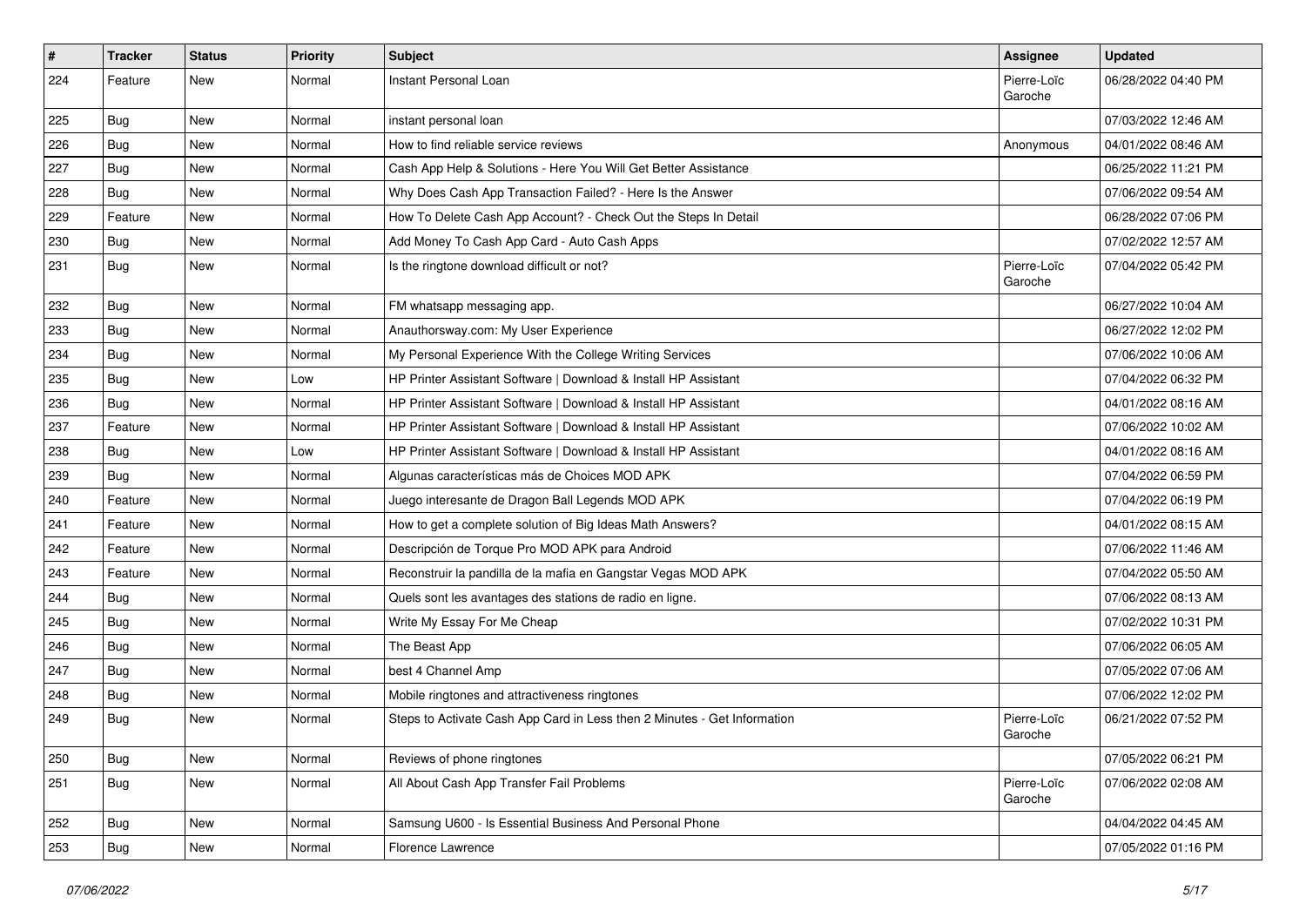| # | Tracker | Status | Priority | Subject | Assignee | Updated |
|---|---|---|---|---|---|---|
| 224 | Feature | New | Normal | Instant Personal Loan | Pierre-Loïc Garoche | 06/28/2022 04:40 PM |
| 225 | Bug | New | Normal | instant personal loan | | 07/03/2022 12:46 AM |
| 226 | Bug | New | Normal | How to find reliable service reviews | Anonymous | 04/01/2022 08:46 AM |
| 227 | Bug | New | Normal | Cash App Help & Solutions - Here You Will Get Better Assistance | | 06/25/2022 11:21 PM |
| 228 | Bug | New | Normal | Why Does Cash App Transaction Failed? - Here Is the Answer | | 07/06/2022 09:54 AM |
| 229 | Feature | New | Normal | How To Delete Cash App Account? - Check Out the Steps In Detail | | 06/28/2022 07:06 PM |
| 230 | Bug | New | Normal | Add Money To Cash App Card - Auto Cash Apps | | 07/02/2022 12:57 AM |
| 231 | Bug | New | Normal | Is the ringtone download difficult or not? | Pierre-Loïc Garoche | 07/04/2022 05:42 PM |
| 232 | Bug | New | Normal | FM whatsapp messaging app. | | 06/27/2022 10:04 AM |
| 233 | Bug | New | Normal | Anauthorsway.com: My User Experience | | 06/27/2022 12:02 PM |
| 234 | Bug | New | Normal | My Personal Experience With the College Writing Services | | 07/06/2022 10:06 AM |
| 235 | Bug | New | Low | HP Printer Assistant Software \| Download & Install HP Assistant | | 07/04/2022 06:32 PM |
| 236 | Bug | New | Normal | HP Printer Assistant Software \| Download & Install HP Assistant | | 04/01/2022 08:16 AM |
| 237 | Feature | New | Normal | HP Printer Assistant Software \| Download & Install HP Assistant | | 07/06/2022 10:02 AM |
| 238 | Bug | New | Low | HP Printer Assistant Software \| Download & Install HP Assistant | | 04/01/2022 08:16 AM |
| 239 | Bug | New | Normal | Algunas características más de Choices MOD APK | | 07/04/2022 06:59 PM |
| 240 | Feature | New | Normal | Juego interesante de Dragon Ball Legends MOD APK | | 07/04/2022 06:19 PM |
| 241 | Feature | New | Normal | How to get a complete solution of Big Ideas Math Answers? | | 04/01/2022 08:15 AM |
| 242 | Feature | New | Normal | Descripción de Torque Pro MOD APK para Android | | 07/06/2022 11:46 AM |
| 243 | Feature | New | Normal | Reconstruir la pandilla de la mafia en Gangstar Vegas MOD APK | | 07/04/2022 05:50 AM |
| 244 | Bug | New | Normal | Quels sont les avantages des stations de radio en ligne. | | 07/06/2022 08:13 AM |
| 245 | Bug | New | Normal | Write My Essay For Me Cheap | | 07/02/2022 10:31 PM |
| 246 | Bug | New | Normal | The Beast App | | 07/06/2022 06:05 AM |
| 247 | Bug | New | Normal | best 4 Channel Amp | | 07/05/2022 07:06 AM |
| 248 | Bug | New | Normal | Mobile ringtones and attractiveness ringtones | | 07/06/2022 12:02 PM |
| 249 | Bug | New | Normal | Steps to Activate Cash App Card in Less then 2 Minutes - Get Information | Pierre-Loïc Garoche | 06/21/2022 07:52 PM |
| 250 | Bug | New | Normal | Reviews of phone ringtones | | 07/05/2022 06:21 PM |
| 251 | Bug | New | Normal | All About Cash App Transfer Fail Problems | Pierre-Loïc Garoche | 07/06/2022 02:08 AM |
| 252 | Bug | New | Normal | Samsung U600 - Is Essential Business And Personal Phone | | 04/04/2022 04:45 AM |
| 253 | Bug | New | Normal | Florence Lawrence | | 07/05/2022 01:16 PM |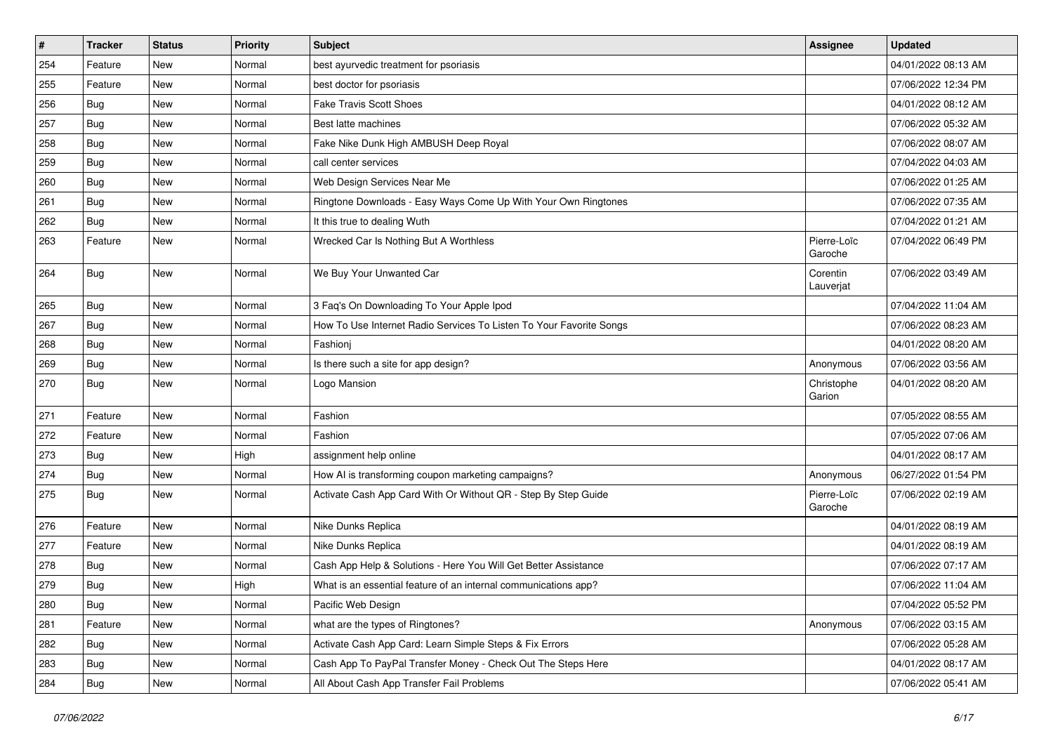| # | Tracker | Status | Priority | Subject | Assignee | Updated |
|---|---|---|---|---|---|---|
| 254 | Feature | New | Normal | best ayurvedic treatment for psoriasis | | 04/01/2022 08:13 AM |
| 255 | Feature | New | Normal | best doctor for psoriasis | | 07/06/2022 12:34 PM |
| 256 | Bug | New | Normal | Fake Travis Scott Shoes | | 04/01/2022 08:12 AM |
| 257 | Bug | New | Normal | Best latte machines | | 07/06/2022 05:32 AM |
| 258 | Bug | New | Normal | Fake Nike Dunk High AMBUSH Deep Royal | | 07/06/2022 08:07 AM |
| 259 | Bug | New | Normal | call center services | | 07/04/2022 04:03 AM |
| 260 | Bug | New | Normal | Web Design Services Near Me | | 07/06/2022 01:25 AM |
| 261 | Bug | New | Normal | Ringtone Downloads - Easy Ways Come Up With Your Own Ringtones | | 07/06/2022 07:35 AM |
| 262 | Bug | New | Normal | It this true to dealing Wuth | | 07/04/2022 01:21 AM |
| 263 | Feature | New | Normal | Wrecked Car Is Nothing But A Worthless | Pierre-Loïc Garoche | 07/04/2022 06:49 PM |
| 264 | Bug | New | Normal | We Buy Your Unwanted Car | Corentin Lauverjat | 07/06/2022 03:49 AM |
| 265 | Bug | New | Normal | 3 Faq's On Downloading To Your Apple Ipod | | 07/04/2022 11:04 AM |
| 267 | Bug | New | Normal | How To Use Internet Radio Services To Listen To Your Favorite Songs | | 07/06/2022 08:23 AM |
| 268 | Bug | New | Normal | Fashionj | | 04/01/2022 08:20 AM |
| 269 | Bug | New | Normal | Is there such a site for app design? | Anonymous | 07/06/2022 03:56 AM |
| 270 | Bug | New | Normal | Logo Mansion | Christophe Garion | 04/01/2022 08:20 AM |
| 271 | Feature | New | Normal | Fashion | | 07/05/2022 08:55 AM |
| 272 | Feature | New | Normal | Fashion | | 07/05/2022 07:06 AM |
| 273 | Bug | New | High | assignment help online | | 04/01/2022 08:17 AM |
| 274 | Bug | New | Normal | How AI is transforming coupon marketing campaigns? | Anonymous | 06/27/2022 01:54 PM |
| 275 | Bug | New | Normal | Activate Cash App Card With Or Without QR - Step By Step Guide | Pierre-Loïc Garoche | 07/06/2022 02:19 AM |
| 276 | Feature | New | Normal | Nike Dunks Replica | | 04/01/2022 08:19 AM |
| 277 | Feature | New | Normal | Nike Dunks Replica | | 04/01/2022 08:19 AM |
| 278 | Bug | New | Normal | Cash App Help & Solutions - Here You Will Get Better Assistance | | 07/06/2022 07:17 AM |
| 279 | Bug | New | High | What is an essential feature of an internal communications app? | | 07/06/2022 11:04 AM |
| 280 | Bug | New | Normal | Pacific Web Design | | 07/04/2022 05:52 PM |
| 281 | Feature | New | Normal | what are the types of Ringtones? | Anonymous | 07/06/2022 03:15 AM |
| 282 | Bug | New | Normal | Activate Cash App Card: Learn Simple Steps & Fix Errors | | 07/06/2022 05:28 AM |
| 283 | Bug | New | Normal | Cash App To PayPal Transfer Money - Check Out The Steps Here | | 04/01/2022 08:17 AM |
| 284 | Bug | New | Normal | All About Cash App Transfer Fail Problems | | 07/06/2022 05:41 AM |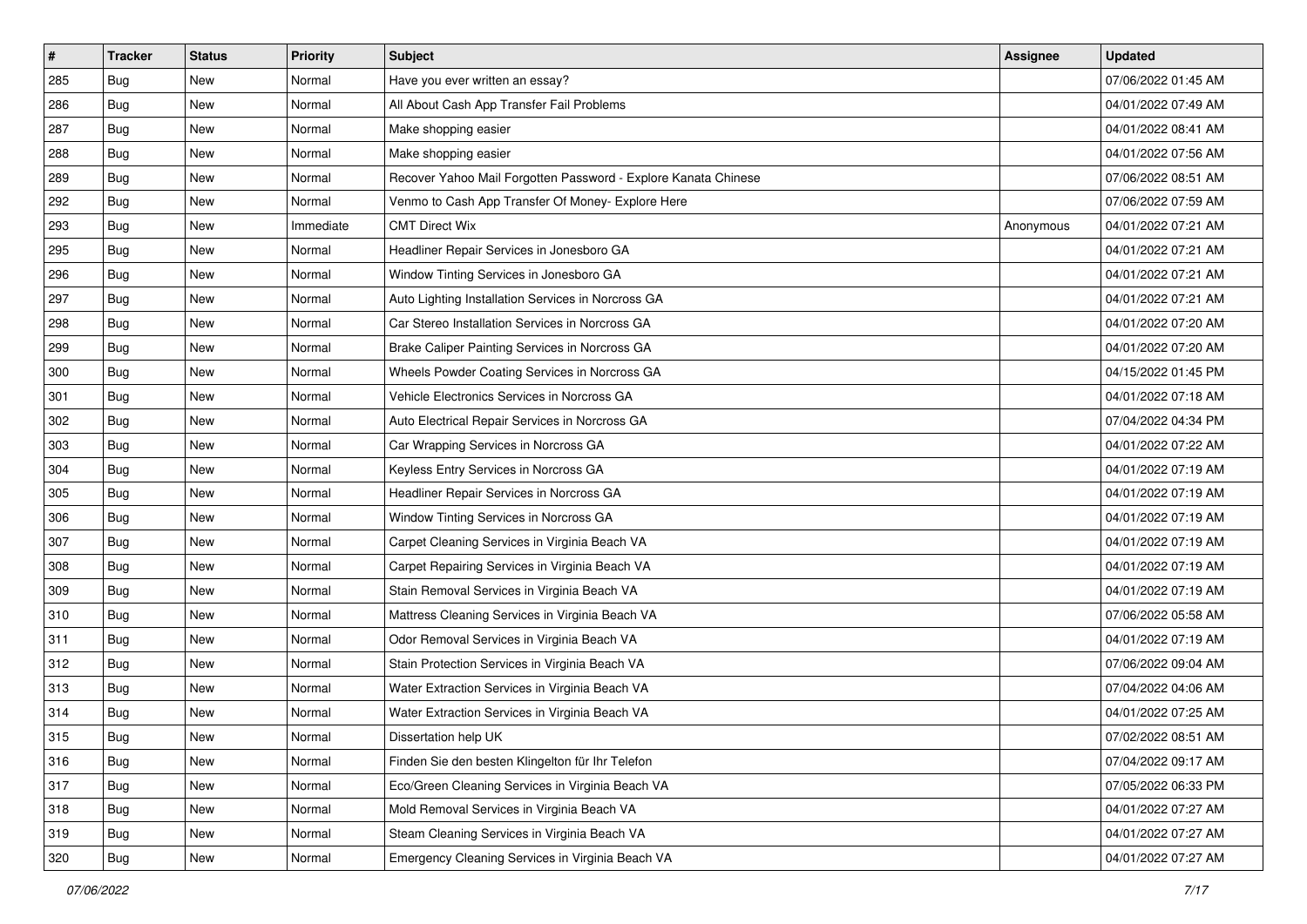| # | Tracker | Status | Priority | Subject | Assignee | Updated |
|---|---|---|---|---|---|---|
| 285 | Bug | New | Normal | Have you ever written an essay? | | 07/06/2022 01:45 AM |
| 286 | Bug | New | Normal | All About Cash App Transfer Fail Problems | | 04/01/2022 07:49 AM |
| 287 | Bug | New | Normal | Make shopping easier | | 04/01/2022 08:41 AM |
| 288 | Bug | New | Normal | Make shopping easier | | 04/01/2022 07:56 AM |
| 289 | Bug | New | Normal | Recover Yahoo Mail Forgotten Password - Explore Kanata Chinese | | 07/06/2022 08:51 AM |
| 292 | Bug | New | Normal | Venmo to Cash App Transfer Of Money- Explore Here | | 07/06/2022 07:59 AM |
| 293 | Bug | New | Immediate | CMT Direct Wix | Anonymous | 04/01/2022 07:21 AM |
| 295 | Bug | New | Normal | Headliner Repair Services in Jonesboro GA | | 04/01/2022 07:21 AM |
| 296 | Bug | New | Normal | Window Tinting Services in Jonesboro GA | | 04/01/2022 07:21 AM |
| 297 | Bug | New | Normal | Auto Lighting Installation Services in Norcross GA | | 04/01/2022 07:21 AM |
| 298 | Bug | New | Normal | Car Stereo Installation Services in Norcross GA | | 04/01/2022 07:20 AM |
| 299 | Bug | New | Normal | Brake Caliper Painting Services in Norcross GA | | 04/01/2022 07:20 AM |
| 300 | Bug | New | Normal | Wheels Powder Coating Services in Norcross GA | | 04/15/2022 01:45 PM |
| 301 | Bug | New | Normal | Vehicle Electronics Services in Norcross GA | | 04/01/2022 07:18 AM |
| 302 | Bug | New | Normal | Auto Electrical Repair Services in Norcross GA | | 07/04/2022 04:34 PM |
| 303 | Bug | New | Normal | Car Wrapping Services in Norcross GA | | 04/01/2022 07:22 AM |
| 304 | Bug | New | Normal | Keyless Entry Services in Norcross GA | | 04/01/2022 07:19 AM |
| 305 | Bug | New | Normal | Headliner Repair Services in Norcross GA | | 04/01/2022 07:19 AM |
| 306 | Bug | New | Normal | Window Tinting Services in Norcross GA | | 04/01/2022 07:19 AM |
| 307 | Bug | New | Normal | Carpet Cleaning Services in Virginia Beach VA | | 04/01/2022 07:19 AM |
| 308 | Bug | New | Normal | Carpet Repairing Services in Virginia Beach VA | | 04/01/2022 07:19 AM |
| 309 | Bug | New | Normal | Stain Removal Services in Virginia Beach VA | | 04/01/2022 07:19 AM |
| 310 | Bug | New | Normal | Mattress Cleaning Services in Virginia Beach VA | | 07/06/2022 05:58 AM |
| 311 | Bug | New | Normal | Odor Removal Services in Virginia Beach VA | | 04/01/2022 07:19 AM |
| 312 | Bug | New | Normal | Stain Protection Services in Virginia Beach VA | | 07/06/2022 09:04 AM |
| 313 | Bug | New | Normal | Water Extraction Services in Virginia Beach VA | | 07/04/2022 04:06 AM |
| 314 | Bug | New | Normal | Water Extraction Services in Virginia Beach VA | | 04/01/2022 07:25 AM |
| 315 | Bug | New | Normal | Dissertation help UK | | 07/02/2022 08:51 AM |
| 316 | Bug | New | Normal | Finden Sie den besten Klingelton für Ihr Telefon | | 07/04/2022 09:17 AM |
| 317 | Bug | New | Normal | Eco/Green Cleaning Services in Virginia Beach VA | | 07/05/2022 06:33 PM |
| 318 | Bug | New | Normal | Mold Removal Services in Virginia Beach VA | | 04/01/2022 07:27 AM |
| 319 | Bug | New | Normal | Steam Cleaning Services in Virginia Beach VA | | 04/01/2022 07:27 AM |
| 320 | Bug | New | Normal | Emergency Cleaning Services in Virginia Beach VA | | 04/01/2022 07:27 AM |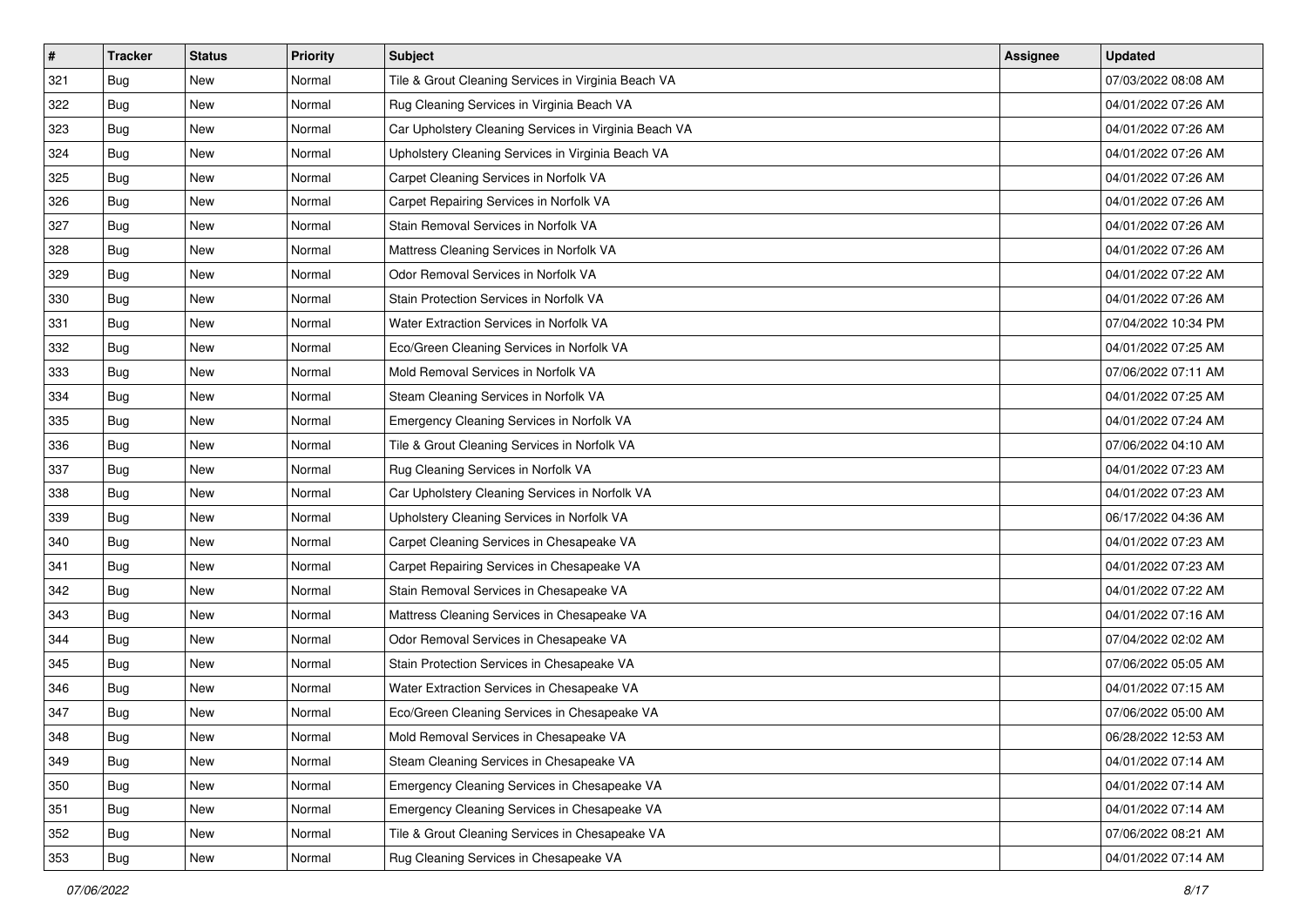| # | Tracker | Status | Priority | Subject | Assignee | Updated |
| --- | --- | --- | --- | --- | --- | --- |
| 321 | Bug | New | Normal | Tile & Grout Cleaning Services in Virginia Beach VA | | 07/03/2022 08:08 AM |
| 322 | Bug | New | Normal | Rug Cleaning Services in Virginia Beach VA | | 04/01/2022 07:26 AM |
| 323 | Bug | New | Normal | Car Upholstery Cleaning Services in Virginia Beach VA | | 04/01/2022 07:26 AM |
| 324 | Bug | New | Normal | Upholstery Cleaning Services in Virginia Beach VA | | 04/01/2022 07:26 AM |
| 325 | Bug | New | Normal | Carpet Cleaning Services in Norfolk VA | | 04/01/2022 07:26 AM |
| 326 | Bug | New | Normal | Carpet Repairing Services in Norfolk VA | | 04/01/2022 07:26 AM |
| 327 | Bug | New | Normal | Stain Removal Services in Norfolk VA | | 04/01/2022 07:26 AM |
| 328 | Bug | New | Normal | Mattress Cleaning Services in Norfolk VA | | 04/01/2022 07:26 AM |
| 329 | Bug | New | Normal | Odor Removal Services in Norfolk VA | | 04/01/2022 07:22 AM |
| 330 | Bug | New | Normal | Stain Protection Services in Norfolk VA | | 04/01/2022 07:26 AM |
| 331 | Bug | New | Normal | Water Extraction Services in Norfolk VA | | 07/04/2022 10:34 PM |
| 332 | Bug | New | Normal | Eco/Green Cleaning Services in Norfolk VA | | 04/01/2022 07:25 AM |
| 333 | Bug | New | Normal | Mold Removal Services in Norfolk VA | | 07/06/2022 07:11 AM |
| 334 | Bug | New | Normal | Steam Cleaning Services in Norfolk VA | | 04/01/2022 07:25 AM |
| 335 | Bug | New | Normal | Emergency Cleaning Services in Norfolk VA | | 04/01/2022 07:24 AM |
| 336 | Bug | New | Normal | Tile & Grout Cleaning Services in Norfolk VA | | 07/06/2022 04:10 AM |
| 337 | Bug | New | Normal | Rug Cleaning Services in Norfolk VA | | 04/01/2022 07:23 AM |
| 338 | Bug | New | Normal | Car Upholstery Cleaning Services in Norfolk VA | | 04/01/2022 07:23 AM |
| 339 | Bug | New | Normal | Upholstery Cleaning Services in Norfolk VA | | 06/17/2022 04:36 AM |
| 340 | Bug | New | Normal | Carpet Cleaning Services in Chesapeake VA | | 04/01/2022 07:23 AM |
| 341 | Bug | New | Normal | Carpet Repairing Services in Chesapeake VA | | 04/01/2022 07:23 AM |
| 342 | Bug | New | Normal | Stain Removal Services in Chesapeake VA | | 04/01/2022 07:22 AM |
| 343 | Bug | New | Normal | Mattress Cleaning Services in Chesapeake VA | | 04/01/2022 07:16 AM |
| 344 | Bug | New | Normal | Odor Removal Services in Chesapeake VA | | 07/04/2022 02:02 AM |
| 345 | Bug | New | Normal | Stain Protection Services in Chesapeake VA | | 07/06/2022 05:05 AM |
| 346 | Bug | New | Normal | Water Extraction Services in Chesapeake VA | | 04/01/2022 07:15 AM |
| 347 | Bug | New | Normal | Eco/Green Cleaning Services in Chesapeake VA | | 07/06/2022 05:00 AM |
| 348 | Bug | New | Normal | Mold Removal Services in Chesapeake VA | | 06/28/2022 12:53 AM |
| 349 | Bug | New | Normal | Steam Cleaning Services in Chesapeake VA | | 04/01/2022 07:14 AM |
| 350 | Bug | New | Normal | Emergency Cleaning Services in Chesapeake VA | | 04/01/2022 07:14 AM |
| 351 | Bug | New | Normal | Emergency Cleaning Services in Chesapeake VA | | 04/01/2022 07:14 AM |
| 352 | Bug | New | Normal | Tile & Grout Cleaning Services in Chesapeake VA | | 07/06/2022 08:21 AM |
| 353 | Bug | New | Normal | Rug Cleaning Services in Chesapeake VA | | 04/01/2022 07:14 AM |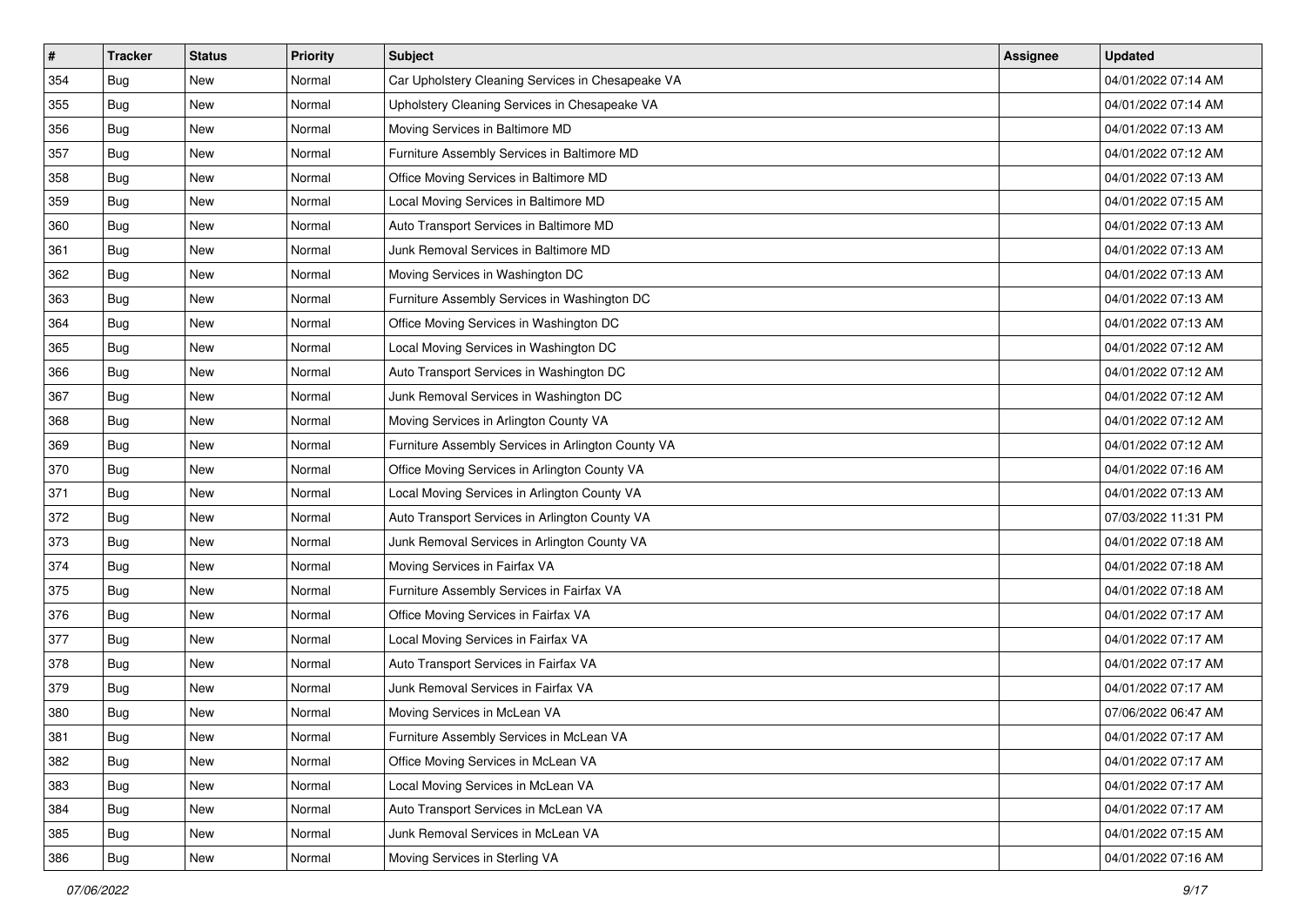| # | Tracker | Status | Priority | Subject | Assignee | Updated |
| --- | --- | --- | --- | --- | --- | --- |
| 354 | Bug | New | Normal | Car Upholstery Cleaning Services in Chesapeake VA | | 04/01/2022 07:14 AM |
| 355 | Bug | New | Normal | Upholstery Cleaning Services in Chesapeake VA | | 04/01/2022 07:14 AM |
| 356 | Bug | New | Normal | Moving Services in Baltimore MD | | 04/01/2022 07:13 AM |
| 357 | Bug | New | Normal | Furniture Assembly Services in Baltimore MD | | 04/01/2022 07:12 AM |
| 358 | Bug | New | Normal | Office Moving Services in Baltimore MD | | 04/01/2022 07:13 AM |
| 359 | Bug | New | Normal | Local Moving Services in Baltimore MD | | 04/01/2022 07:15 AM |
| 360 | Bug | New | Normal | Auto Transport Services in Baltimore MD | | 04/01/2022 07:13 AM |
| 361 | Bug | New | Normal | Junk Removal Services in Baltimore MD | | 04/01/2022 07:13 AM |
| 362 | Bug | New | Normal | Moving Services in Washington DC | | 04/01/2022 07:13 AM |
| 363 | Bug | New | Normal | Furniture Assembly Services in Washington DC | | 04/01/2022 07:13 AM |
| 364 | Bug | New | Normal | Office Moving Services in Washington DC | | 04/01/2022 07:13 AM |
| 365 | Bug | New | Normal | Local Moving Services in Washington DC | | 04/01/2022 07:12 AM |
| 366 | Bug | New | Normal | Auto Transport Services in Washington DC | | 04/01/2022 07:12 AM |
| 367 | Bug | New | Normal | Junk Removal Services in Washington DC | | 04/01/2022 07:12 AM |
| 368 | Bug | New | Normal | Moving Services in Arlington County VA | | 04/01/2022 07:12 AM |
| 369 | Bug | New | Normal | Furniture Assembly Services in Arlington County VA | | 04/01/2022 07:12 AM |
| 370 | Bug | New | Normal | Office Moving Services in Arlington County VA | | 04/01/2022 07:16 AM |
| 371 | Bug | New | Normal | Local Moving Services in Arlington County VA | | 04/01/2022 07:13 AM |
| 372 | Bug | New | Normal | Auto Transport Services in Arlington County VA | | 07/03/2022 11:31 PM |
| 373 | Bug | New | Normal | Junk Removal Services in Arlington County VA | | 04/01/2022 07:18 AM |
| 374 | Bug | New | Normal | Moving Services in Fairfax VA | | 04/01/2022 07:18 AM |
| 375 | Bug | New | Normal | Furniture Assembly Services in Fairfax VA | | 04/01/2022 07:18 AM |
| 376 | Bug | New | Normal | Office Moving Services in Fairfax VA | | 04/01/2022 07:17 AM |
| 377 | Bug | New | Normal | Local Moving Services in Fairfax VA | | 04/01/2022 07:17 AM |
| 378 | Bug | New | Normal | Auto Transport Services in Fairfax VA | | 04/01/2022 07:17 AM |
| 379 | Bug | New | Normal | Junk Removal Services in Fairfax VA | | 04/01/2022 07:17 AM |
| 380 | Bug | New | Normal | Moving Services in McLean VA | | 07/06/2022 06:47 AM |
| 381 | Bug | New | Normal | Furniture Assembly Services in McLean VA | | 04/01/2022 07:17 AM |
| 382 | Bug | New | Normal | Office Moving Services in McLean VA | | 04/01/2022 07:17 AM |
| 383 | Bug | New | Normal | Local Moving Services in McLean VA | | 04/01/2022 07:17 AM |
| 384 | Bug | New | Normal | Auto Transport Services in McLean VA | | 04/01/2022 07:17 AM |
| 385 | Bug | New | Normal | Junk Removal Services in McLean VA | | 04/01/2022 07:15 AM |
| 386 | Bug | New | Normal | Moving Services in Sterling VA | | 04/01/2022 07:16 AM |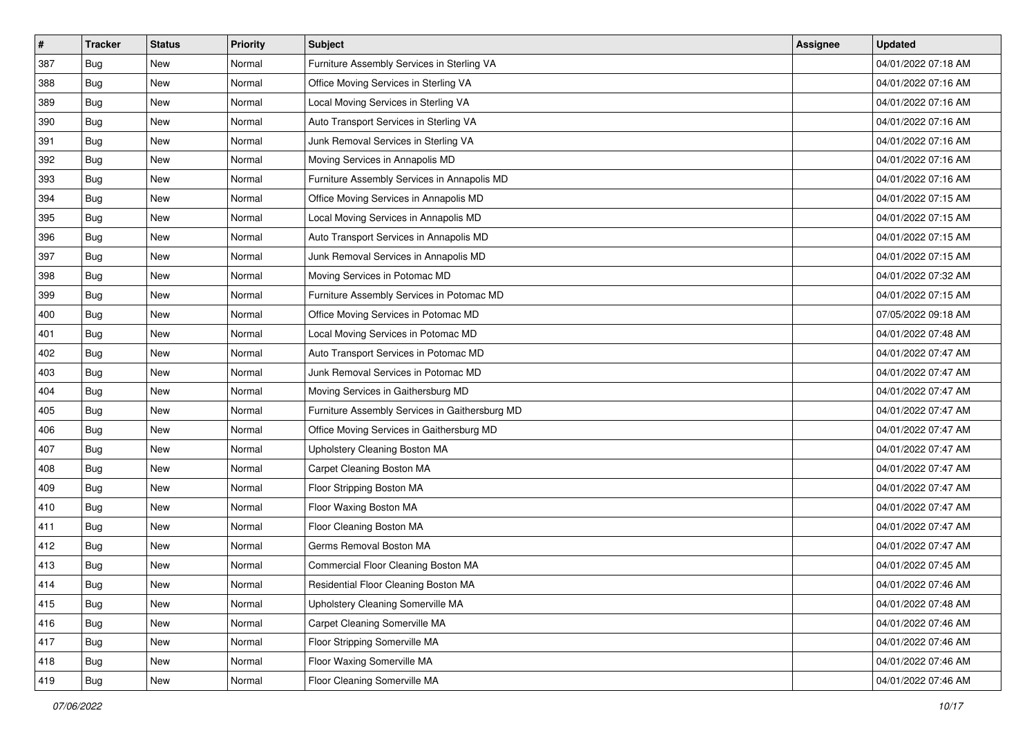| # | Tracker | Status | Priority | Subject | Assignee | Updated |
|---|---|---|---|---|---|---|
| 387 | Bug | New | Normal | Furniture Assembly Services in Sterling VA | | 04/01/2022 07:18 AM |
| 388 | Bug | New | Normal | Office Moving Services in Sterling VA | | 04/01/2022 07:16 AM |
| 389 | Bug | New | Normal | Local Moving Services in Sterling VA | | 04/01/2022 07:16 AM |
| 390 | Bug | New | Normal | Auto Transport Services in Sterling VA | | 04/01/2022 07:16 AM |
| 391 | Bug | New | Normal | Junk Removal Services in Sterling VA | | 04/01/2022 07:16 AM |
| 392 | Bug | New | Normal | Moving Services in Annapolis MD | | 04/01/2022 07:16 AM |
| 393 | Bug | New | Normal | Furniture Assembly Services in Annapolis MD | | 04/01/2022 07:16 AM |
| 394 | Bug | New | Normal | Office Moving Services in Annapolis MD | | 04/01/2022 07:15 AM |
| 395 | Bug | New | Normal | Local Moving Services in Annapolis MD | | 04/01/2022 07:15 AM |
| 396 | Bug | New | Normal | Auto Transport Services in Annapolis MD | | 04/01/2022 07:15 AM |
| 397 | Bug | New | Normal | Junk Removal Services in Annapolis MD | | 04/01/2022 07:15 AM |
| 398 | Bug | New | Normal | Moving Services in Potomac MD | | 04/01/2022 07:32 AM |
| 399 | Bug | New | Normal | Furniture Assembly Services in Potomac MD | | 04/01/2022 07:15 AM |
| 400 | Bug | New | Normal | Office Moving Services in Potomac MD | | 07/05/2022 09:18 AM |
| 401 | Bug | New | Normal | Local Moving Services in Potomac MD | | 04/01/2022 07:48 AM |
| 402 | Bug | New | Normal | Auto Transport Services in Potomac MD | | 04/01/2022 07:47 AM |
| 403 | Bug | New | Normal | Junk Removal Services in Potomac MD | | 04/01/2022 07:47 AM |
| 404 | Bug | New | Normal | Moving Services in Gaithersburg MD | | 04/01/2022 07:47 AM |
| 405 | Bug | New | Normal | Furniture Assembly Services in Gaithersburg MD | | 04/01/2022 07:47 AM |
| 406 | Bug | New | Normal | Office Moving Services in Gaithersburg MD | | 04/01/2022 07:47 AM |
| 407 | Bug | New | Normal | Upholstery Cleaning Boston MA | | 04/01/2022 07:47 AM |
| 408 | Bug | New | Normal | Carpet Cleaning Boston MA | | 04/01/2022 07:47 AM |
| 409 | Bug | New | Normal | Floor Stripping Boston MA | | 04/01/2022 07:47 AM |
| 410 | Bug | New | Normal | Floor Waxing Boston MA | | 04/01/2022 07:47 AM |
| 411 | Bug | New | Normal | Floor Cleaning Boston MA | | 04/01/2022 07:47 AM |
| 412 | Bug | New | Normal | Germs Removal Boston MA | | 04/01/2022 07:47 AM |
| 413 | Bug | New | Normal | Commercial Floor Cleaning Boston MA | | 04/01/2022 07:45 AM |
| 414 | Bug | New | Normal | Residential Floor Cleaning Boston MA | | 04/01/2022 07:46 AM |
| 415 | Bug | New | Normal | Upholstery Cleaning Somerville MA | | 04/01/2022 07:48 AM |
| 416 | Bug | New | Normal | Carpet Cleaning Somerville MA | | 04/01/2022 07:46 AM |
| 417 | Bug | New | Normal | Floor Stripping Somerville MA | | 04/01/2022 07:46 AM |
| 418 | Bug | New | Normal | Floor Waxing Somerville MA | | 04/01/2022 07:46 AM |
| 419 | Bug | New | Normal | Floor Cleaning Somerville MA | | 04/01/2022 07:46 AM |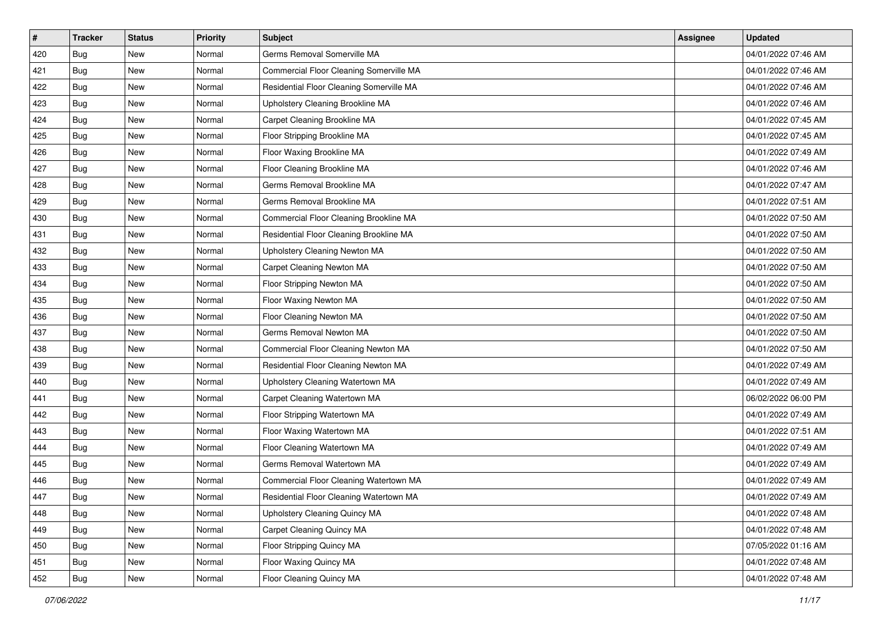| # | Tracker | Status | Priority | Subject | Assignee | Updated |
|---|---|---|---|---|---|---|
| 420 | Bug | New | Normal | Germs Removal Somerville MA | | 04/01/2022 07:46 AM |
| 421 | Bug | New | Normal | Commercial Floor Cleaning Somerville MA | | 04/01/2022 07:46 AM |
| 422 | Bug | New | Normal | Residential Floor Cleaning Somerville MA | | 04/01/2022 07:46 AM |
| 423 | Bug | New | Normal | Upholstery Cleaning Brookline MA | | 04/01/2022 07:46 AM |
| 424 | Bug | New | Normal | Carpet Cleaning Brookline MA | | 04/01/2022 07:45 AM |
| 425 | Bug | New | Normal | Floor Stripping Brookline MA | | 04/01/2022 07:45 AM |
| 426 | Bug | New | Normal | Floor Waxing Brookline MA | | 04/01/2022 07:49 AM |
| 427 | Bug | New | Normal | Floor Cleaning Brookline MA | | 04/01/2022 07:46 AM |
| 428 | Bug | New | Normal | Germs Removal Brookline MA | | 04/01/2022 07:47 AM |
| 429 | Bug | New | Normal | Germs Removal Brookline MA | | 04/01/2022 07:51 AM |
| 430 | Bug | New | Normal | Commercial Floor Cleaning Brookline MA | | 04/01/2022 07:50 AM |
| 431 | Bug | New | Normal | Residential Floor Cleaning Brookline MA | | 04/01/2022 07:50 AM |
| 432 | Bug | New | Normal | Upholstery Cleaning Newton MA | | 04/01/2022 07:50 AM |
| 433 | Bug | New | Normal | Carpet Cleaning Newton MA | | 04/01/2022 07:50 AM |
| 434 | Bug | New | Normal | Floor Stripping Newton MA | | 04/01/2022 07:50 AM |
| 435 | Bug | New | Normal | Floor Waxing Newton MA | | 04/01/2022 07:50 AM |
| 436 | Bug | New | Normal | Floor Cleaning Newton MA | | 04/01/2022 07:50 AM |
| 437 | Bug | New | Normal | Germs Removal Newton MA | | 04/01/2022 07:50 AM |
| 438 | Bug | New | Normal | Commercial Floor Cleaning Newton MA | | 04/01/2022 07:50 AM |
| 439 | Bug | New | Normal | Residential Floor Cleaning Newton MA | | 04/01/2022 07:49 AM |
| 440 | Bug | New | Normal | Upholstery Cleaning Watertown MA | | 04/01/2022 07:49 AM |
| 441 | Bug | New | Normal | Carpet Cleaning Watertown MA | | 06/02/2022 06:00 PM |
| 442 | Bug | New | Normal | Floor Stripping Watertown MA | | 04/01/2022 07:49 AM |
| 443 | Bug | New | Normal | Floor Waxing Watertown MA | | 04/01/2022 07:51 AM |
| 444 | Bug | New | Normal | Floor Cleaning Watertown MA | | 04/01/2022 07:49 AM |
| 445 | Bug | New | Normal | Germs Removal Watertown MA | | 04/01/2022 07:49 AM |
| 446 | Bug | New | Normal | Commercial Floor Cleaning Watertown MA | | 04/01/2022 07:49 AM |
| 447 | Bug | New | Normal | Residential Floor Cleaning Watertown MA | | 04/01/2022 07:49 AM |
| 448 | Bug | New | Normal | Upholstery Cleaning Quincy MA | | 04/01/2022 07:48 AM |
| 449 | Bug | New | Normal | Carpet Cleaning Quincy MA | | 04/01/2022 07:48 AM |
| 450 | Bug | New | Normal | Floor Stripping Quincy MA | | 07/05/2022 01:16 AM |
| 451 | Bug | New | Normal | Floor Waxing Quincy MA | | 04/01/2022 07:48 AM |
| 452 | Bug | New | Normal | Floor Cleaning Quincy MA | | 04/01/2022 07:48 AM |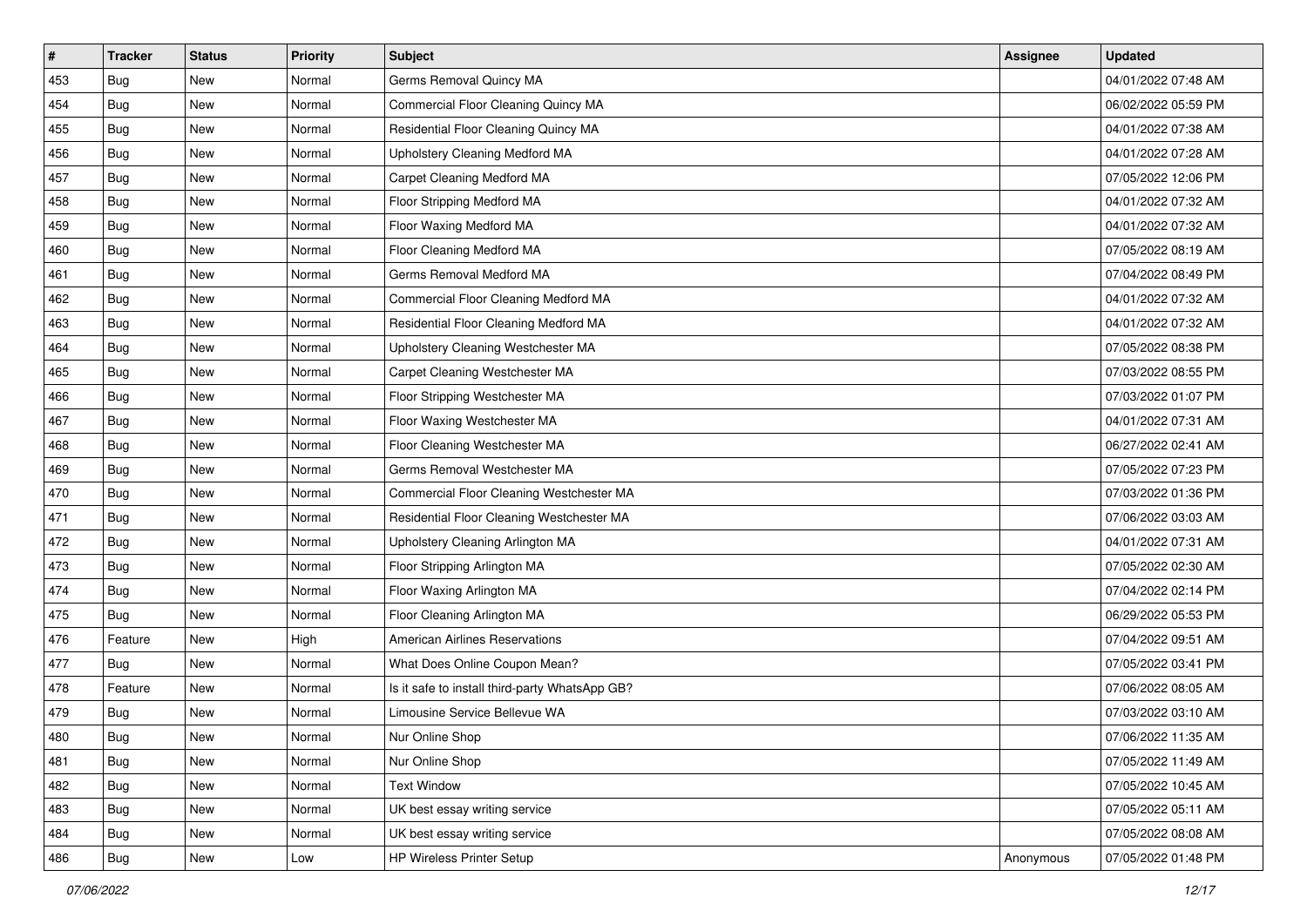| # | Tracker | Status | Priority | Subject | Assignee | Updated |
|---|---|---|---|---|---|---|
| 453 | Bug | New | Normal | Germs Removal Quincy MA | | 04/01/2022 07:48 AM |
| 454 | Bug | New | Normal | Commercial Floor Cleaning Quincy MA | | 06/02/2022 05:59 PM |
| 455 | Bug | New | Normal | Residential Floor Cleaning Quincy MA | | 04/01/2022 07:38 AM |
| 456 | Bug | New | Normal | Upholstery Cleaning Medford MA | | 04/01/2022 07:28 AM |
| 457 | Bug | New | Normal | Carpet Cleaning Medford MA | | 07/05/2022 12:06 PM |
| 458 | Bug | New | Normal | Floor Stripping Medford MA | | 04/01/2022 07:32 AM |
| 459 | Bug | New | Normal | Floor Waxing Medford MA | | 04/01/2022 07:32 AM |
| 460 | Bug | New | Normal | Floor Cleaning Medford MA | | 07/05/2022 08:19 AM |
| 461 | Bug | New | Normal | Germs Removal Medford MA | | 07/04/2022 08:49 PM |
| 462 | Bug | New | Normal | Commercial Floor Cleaning Medford MA | | 04/01/2022 07:32 AM |
| 463 | Bug | New | Normal | Residential Floor Cleaning Medford MA | | 04/01/2022 07:32 AM |
| 464 | Bug | New | Normal | Upholstery Cleaning Westchester MA | | 07/05/2022 08:38 PM |
| 465 | Bug | New | Normal | Carpet Cleaning Westchester MA | | 07/03/2022 08:55 PM |
| 466 | Bug | New | Normal | Floor Stripping Westchester MA | | 07/03/2022 01:07 PM |
| 467 | Bug | New | Normal | Floor Waxing Westchester MA | | 04/01/2022 07:31 AM |
| 468 | Bug | New | Normal | Floor Cleaning Westchester MA | | 06/27/2022 02:41 AM |
| 469 | Bug | New | Normal | Germs Removal Westchester MA | | 07/05/2022 07:23 PM |
| 470 | Bug | New | Normal | Commercial Floor Cleaning Westchester MA | | 07/03/2022 01:36 PM |
| 471 | Bug | New | Normal | Residential Floor Cleaning Westchester MA | | 07/06/2022 03:03 AM |
| 472 | Bug | New | Normal | Upholstery Cleaning Arlington MA | | 04/01/2022 07:31 AM |
| 473 | Bug | New | Normal | Floor Stripping Arlington MA | | 07/05/2022 02:30 AM |
| 474 | Bug | New | Normal | Floor Waxing Arlington MA | | 07/04/2022 02:14 PM |
| 475 | Bug | New | Normal | Floor Cleaning Arlington MA | | 06/29/2022 05:53 PM |
| 476 | Feature | New | High | American Airlines Reservations | | 07/04/2022 09:51 AM |
| 477 | Bug | New | Normal | What Does Online Coupon Mean? | | 07/05/2022 03:41 PM |
| 478 | Feature | New | Normal | Is it safe to install third-party WhatsApp GB? | | 07/06/2022 08:05 AM |
| 479 | Bug | New | Normal | Limousine Service Bellevue WA | | 07/03/2022 03:10 AM |
| 480 | Bug | New | Normal | Nur Online Shop | | 07/06/2022 11:35 AM |
| 481 | Bug | New | Normal | Nur Online Shop | | 07/05/2022 11:49 AM |
| 482 | Bug | New | Normal | Text Window | | 07/05/2022 10:45 AM |
| 483 | Bug | New | Normal | UK best essay writing service | | 07/05/2022 05:11 AM |
| 484 | Bug | New | Normal | UK best essay writing service | | 07/05/2022 08:08 AM |
| 486 | Bug | New | Low | HP Wireless Printer Setup | Anonymous | 07/05/2022 01:48 PM |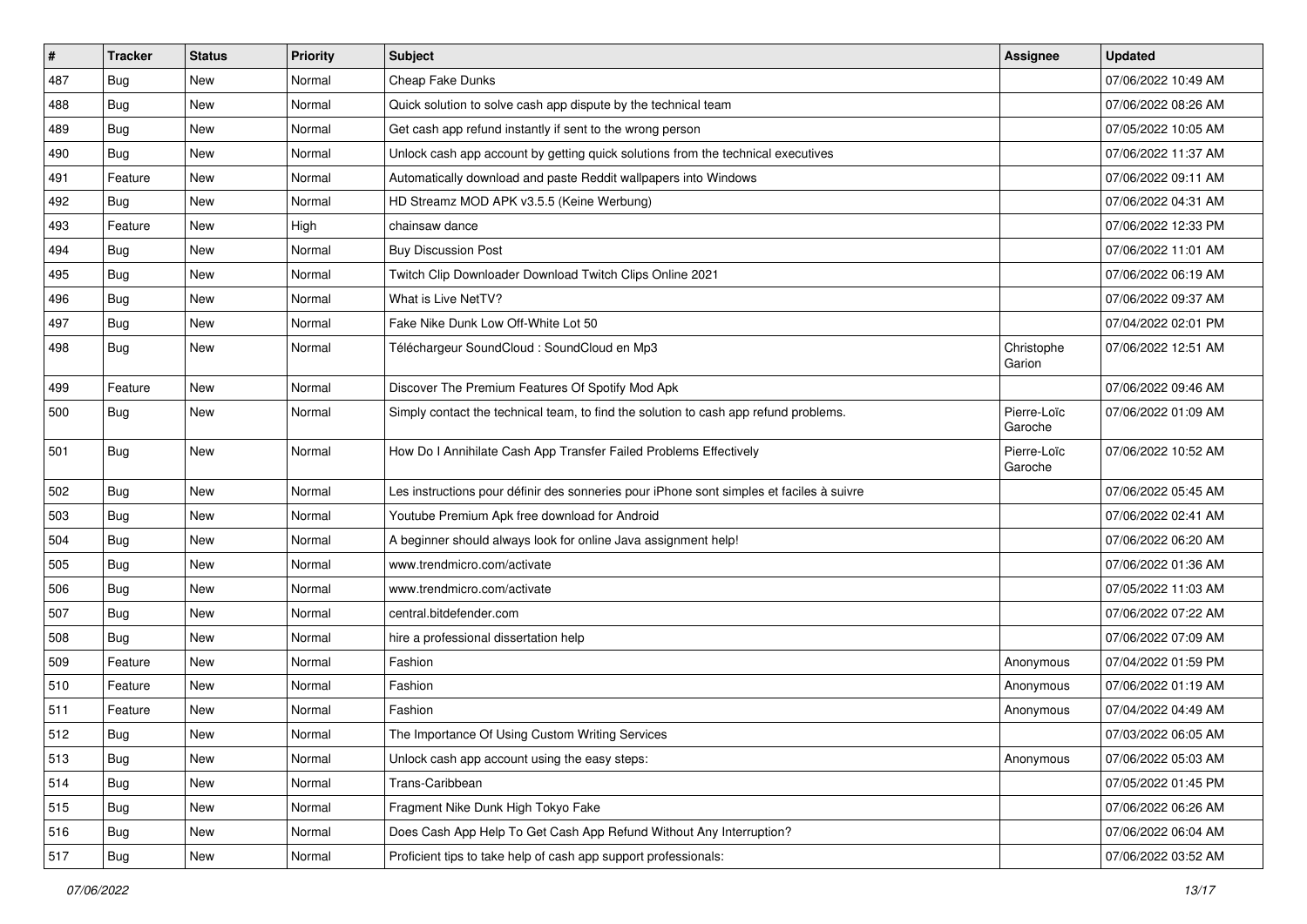| # | Tracker | Status | Priority | Subject | Assignee | Updated |
|---|---|---|---|---|---|---|
| 487 | Bug | New | Normal | Cheap Fake Dunks | | 07/06/2022 10:49 AM |
| 488 | Bug | New | Normal | Quick solution to solve cash app dispute by the technical team | | 07/06/2022 08:26 AM |
| 489 | Bug | New | Normal | Get cash app refund instantly if sent to the wrong person | | 07/05/2022 10:05 AM |
| 490 | Bug | New | Normal | Unlock cash app account by getting quick solutions from the technical executives | | 07/06/2022 11:37 AM |
| 491 | Feature | New | Normal | Automatically download and paste Reddit wallpapers into Windows | | 07/06/2022 09:11 AM |
| 492 | Bug | New | Normal | HD Streamz MOD APK v3.5.5 (Keine Werbung) | | 07/06/2022 04:31 AM |
| 493 | Feature | New | High | chainsaw dance | | 07/06/2022 12:33 PM |
| 494 | Bug | New | Normal | Buy Discussion Post | | 07/06/2022 11:01 AM |
| 495 | Bug | New | Normal | Twitch Clip Downloader Download Twitch Clips Online 2021 | | 07/06/2022 06:19 AM |
| 496 | Bug | New | Normal | What is Live NetTV? | | 07/06/2022 09:37 AM |
| 497 | Bug | New | Normal | Fake Nike Dunk Low Off-White Lot 50 | | 07/04/2022 02:01 PM |
| 498 | Bug | New | Normal | Téléchargeur SoundCloud : SoundCloud en Mp3 | Christophe Garion | 07/06/2022 12:51 AM |
| 499 | Feature | New | Normal | Discover The Premium Features Of Spotify Mod Apk | | 07/06/2022 09:46 AM |
| 500 | Bug | New | Normal | Simply contact the technical team, to find the solution to cash app refund problems. | Pierre-Loïc Garoche | 07/06/2022 01:09 AM |
| 501 | Bug | New | Normal | How Do I Annihilate Cash App Transfer Failed Problems Effectively | Pierre-Loïc Garoche | 07/06/2022 10:52 AM |
| 502 | Bug | New | Normal | Les instructions pour définir des sonneries pour iPhone sont simples et faciles à suivre | | 07/06/2022 05:45 AM |
| 503 | Bug | New | Normal | Youtube Premium Apk free download for Android | | 07/06/2022 02:41 AM |
| 504 | Bug | New | Normal | A beginner should always look for online Java assignment help! | | 07/06/2022 06:20 AM |
| 505 | Bug | New | Normal | www.trendmicro.com/activate | | 07/06/2022 01:36 AM |
| 506 | Bug | New | Normal | www.trendmicro.com/activate | | 07/05/2022 11:03 AM |
| 507 | Bug | New | Normal | central.bitdefender.com | | 07/06/2022 07:22 AM |
| 508 | Bug | New | Normal | hire a professional dissertation help | | 07/06/2022 07:09 AM |
| 509 | Feature | New | Normal | Fashion | Anonymous | 07/04/2022 01:59 PM |
| 510 | Feature | New | Normal | Fashion | Anonymous | 07/06/2022 01:19 AM |
| 511 | Feature | New | Normal | Fashion | Anonymous | 07/04/2022 04:49 AM |
| 512 | Bug | New | Normal | The Importance Of Using Custom Writing Services | | 07/03/2022 06:05 AM |
| 513 | Bug | New | Normal | Unlock cash app account using the easy steps: | Anonymous | 07/06/2022 05:03 AM |
| 514 | Bug | New | Normal | Trans-Caribbean | | 07/05/2022 01:45 PM |
| 515 | Bug | New | Normal | Fragment Nike Dunk High Tokyo Fake | | 07/06/2022 06:26 AM |
| 516 | Bug | New | Normal | Does Cash App Help To Get Cash App Refund Without Any Interruption? | | 07/06/2022 06:04 AM |
| 517 | Bug | New | Normal | Proficient tips to take help of cash app support professionals: | | 07/06/2022 03:52 AM |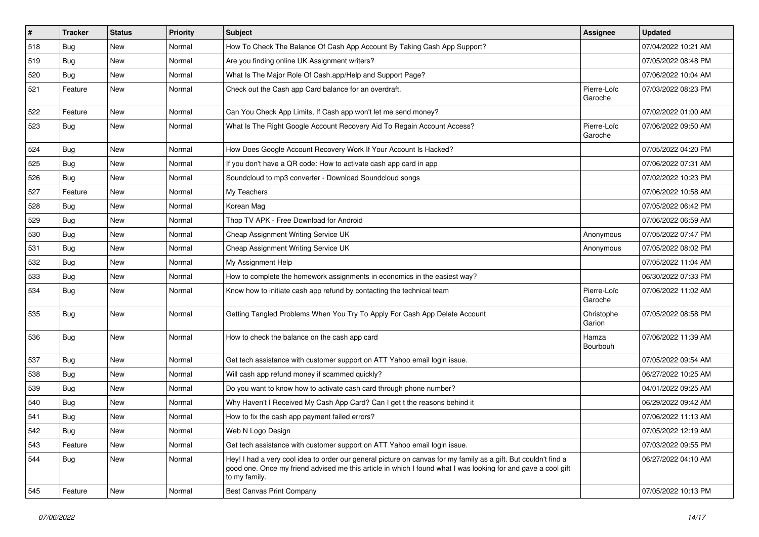| # | Tracker | Status | Priority | Subject | Assignee | Updated |
|---|---|---|---|---|---|---|
| 518 | Bug | New | Normal | How To Check The Balance Of Cash App Account By Taking Cash App Support? | | 07/04/2022 10:21 AM |
| 519 | Bug | New | Normal | Are you finding online UK Assignment writers? | | 07/05/2022 08:48 PM |
| 520 | Bug | New | Normal | What Is The Major Role Of Cash.app/Help and Support Page? | | 07/06/2022 10:04 AM |
| 521 | Feature | New | Normal | Check out the Cash app Card balance for an overdraft. | Pierre-Loïc Garoche | 07/03/2022 08:23 PM |
| 522 | Feature | New | Normal | Can You Check App Limits, If Cash app won't let me send money? | | 07/02/2022 01:00 AM |
| 523 | Bug | New | Normal | What Is The Right Google Account Recovery Aid To Regain Account Access? | Pierre-Loïc Garoche | 07/06/2022 09:50 AM |
| 524 | Bug | New | Normal | How Does Google Account Recovery Work If Your Account Is Hacked? | | 07/05/2022 04:20 PM |
| 525 | Bug | New | Normal | If you don't have a QR code: How to activate cash app card in app | | 07/06/2022 07:31 AM |
| 526 | Bug | New | Normal | Soundcloud to mp3 converter - Download Soundcloud songs | | 07/02/2022 10:23 PM |
| 527 | Feature | New | Normal | My Teachers | | 07/06/2022 10:58 AM |
| 528 | Bug | New | Normal | Korean Mag | | 07/05/2022 06:42 PM |
| 529 | Bug | New | Normal | Thop TV APK - Free Download for Android | | 07/06/2022 06:59 AM |
| 530 | Bug | New | Normal | Cheap Assignment Writing Service UK | Anonymous | 07/05/2022 07:47 PM |
| 531 | Bug | New | Normal | Cheap Assignment Writing Service UK | Anonymous | 07/05/2022 08:02 PM |
| 532 | Bug | New | Normal | My Assignment Help | | 07/05/2022 11:04 AM |
| 533 | Bug | New | Normal | How to complete the homework assignments in economics in the easiest way? | | 06/30/2022 07:33 PM |
| 534 | Bug | New | Normal | Know how to initiate cash app refund by contacting the technical team | Pierre-Loïc Garoche | 07/06/2022 11:02 AM |
| 535 | Bug | New | Normal | Getting Tangled Problems When You Try To Apply For Cash App Delete Account | Christophe Garion | 07/05/2022 08:58 PM |
| 536 | Bug | New | Normal | How to check the balance on the cash app card | Hamza Bourbouh | 07/06/2022 11:39 AM |
| 537 | Bug | New | Normal | Get tech assistance with customer support on ATT Yahoo email login issue. | | 07/05/2022 09:54 AM |
| 538 | Bug | New | Normal | Will cash app refund money if scammed quickly? | | 06/27/2022 10:25 AM |
| 539 | Bug | New | Normal | Do you want to know how to activate cash card through phone number? | | 04/01/2022 09:25 AM |
| 540 | Bug | New | Normal | Why Haven't I Received My Cash App Card? Can I get t the reasons behind it | | 06/29/2022 09:42 AM |
| 541 | Bug | New | Normal | How to fix the cash app payment failed errors? | | 07/06/2022 11:13 AM |
| 542 | Bug | New | Normal | Web N Logo Design | | 07/05/2022 12:19 AM |
| 543 | Feature | New | Normal | Get tech assistance with customer support on ATT Yahoo email login issue. | | 07/03/2022 09:55 PM |
| 544 | Bug | New | Normal | Hey! I had a very cool idea to order our general picture on canvas for my family as a gift. But couldn't find a good one. Once my friend advised me this article in which I found what I was looking for and gave a cool gift to my family. | | 06/27/2022 04:10 AM |
| 545 | Feature | New | Normal | Best Canvas Print Company | | 07/05/2022 10:13 PM |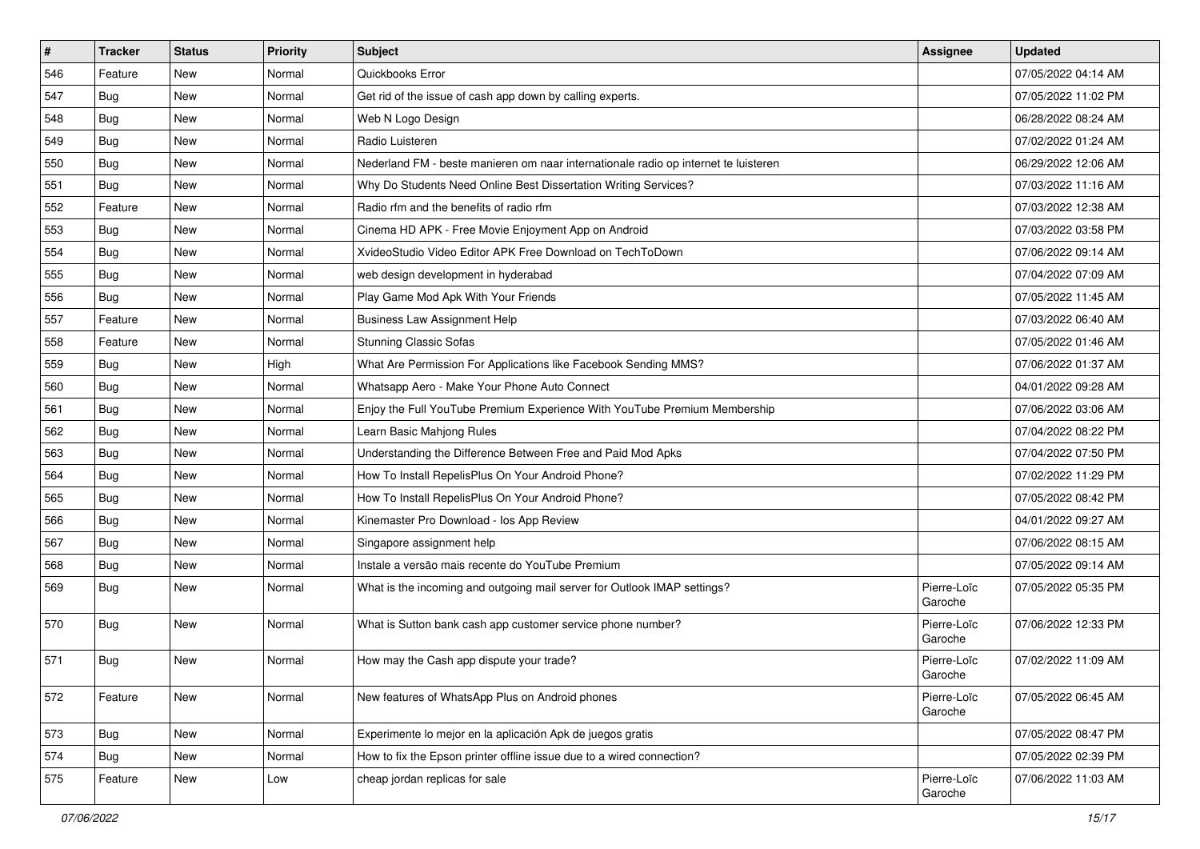| # | Tracker | Status | Priority | Subject | Assignee | Updated |
|---|---|---|---|---|---|---|
| 546 | Feature | New | Normal | Quickbooks Error | | 07/05/2022 04:14 AM |
| 547 | Bug | New | Normal | Get rid of the issue of cash app down by calling experts. | | 07/05/2022 11:02 PM |
| 548 | Bug | New | Normal | Web N Logo Design | | 06/28/2022 08:24 AM |
| 549 | Bug | New | Normal | Radio Luisteren | | 07/02/2022 01:24 AM |
| 550 | Bug | New | Normal | Nederland FM - beste manieren om naar internationale radio op internet te luisteren | | 06/29/2022 12:06 AM |
| 551 | Bug | New | Normal | Why Do Students Need Online Best Dissertation Writing Services? | | 07/03/2022 11:16 AM |
| 552 | Feature | New | Normal | Radio rfm and the benefits of radio rfm | | 07/03/2022 12:38 AM |
| 553 | Bug | New | Normal | Cinema HD APK - Free Movie Enjoyment App on Android | | 07/03/2022 03:58 PM |
| 554 | Bug | New | Normal | XvideoStudio Video Editor APK Free Download on TechToDown | | 07/06/2022 09:14 AM |
| 555 | Bug | New | Normal | web design development in hyderabad | | 07/04/2022 07:09 AM |
| 556 | Bug | New | Normal | Play Game Mod Apk With Your Friends | | 07/05/2022 11:45 AM |
| 557 | Feature | New | Normal | Business Law Assignment Help | | 07/03/2022 06:40 AM |
| 558 | Feature | New | Normal | Stunning Classic Sofas | | 07/05/2022 01:46 AM |
| 559 | Bug | New | High | What Are Permission For Applications like Facebook Sending MMS? | | 07/06/2022 01:37 AM |
| 560 | Bug | New | Normal | Whatsapp Aero - Make Your Phone Auto Connect | | 04/01/2022 09:28 AM |
| 561 | Bug | New | Normal | Enjoy the Full YouTube Premium Experience With YouTube Premium Membership | | 07/06/2022 03:06 AM |
| 562 | Bug | New | Normal | Learn Basic Mahjong Rules | | 07/04/2022 08:22 PM |
| 563 | Bug | New | Normal | Understanding the Difference Between Free and Paid Mod Apks | | 07/04/2022 07:50 PM |
| 564 | Bug | New | Normal | How To Install RepelisPlus On Your Android Phone? | | 07/02/2022 11:29 PM |
| 565 | Bug | New | Normal | How To Install RepelisPlus On Your Android Phone? | | 07/05/2022 08:42 PM |
| 566 | Bug | New | Normal | Kinemaster Pro Download - Ios App Review | | 04/01/2022 09:27 AM |
| 567 | Bug | New | Normal | Singapore assignment help | | 07/06/2022 08:15 AM |
| 568 | Bug | New | Normal | Instale a versão mais recente do YouTube Premium | | 07/05/2022 09:14 AM |
| 569 | Bug | New | Normal | What is the incoming and outgoing mail server for Outlook IMAP settings? | Pierre-Loïc Garoche | 07/05/2022 05:35 PM |
| 570 | Bug | New | Normal | What is Sutton bank cash app customer service phone number? | Pierre-Loïc Garoche | 07/06/2022 12:33 PM |
| 571 | Bug | New | Normal | How may the Cash app dispute your trade? | Pierre-Loïc Garoche | 07/02/2022 11:09 AM |
| 572 | Feature | New | Normal | New features of WhatsApp Plus on Android phones | Pierre-Loïc Garoche | 07/05/2022 06:45 AM |
| 573 | Bug | New | Normal | Experimente lo mejor en la aplicación Apk de juegos gratis | | 07/05/2022 08:47 PM |
| 574 | Bug | New | Normal | How to fix the Epson printer offline issue due to a wired connection? | | 07/05/2022 02:39 PM |
| 575 | Feature | New | Low | cheap jordan replicas for sale | Pierre-Loïc Garoche | 07/06/2022 11:03 AM |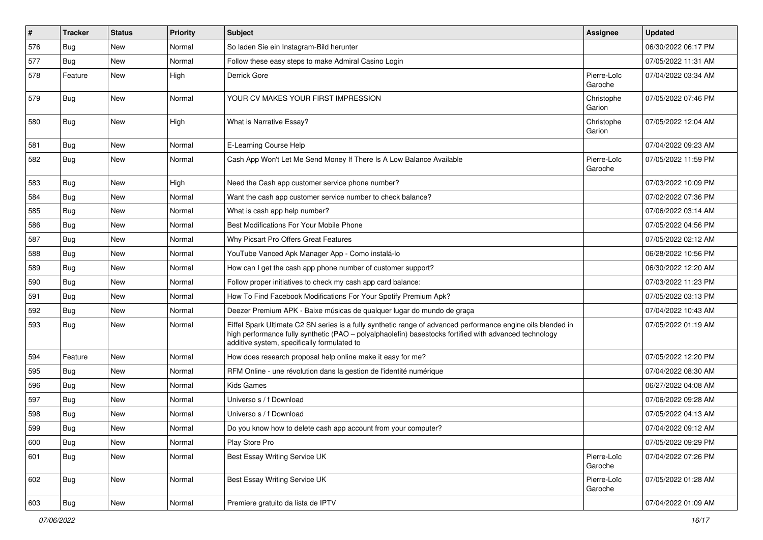| # | Tracker | Status | Priority | Subject | Assignee | Updated |
|---|---|---|---|---|---|---|
| 576 | Bug | New | Normal | So laden Sie ein Instagram-Bild herunter | | 06/30/2022 06:17 PM |
| 577 | Bug | New | Normal | Follow these easy steps to make Admiral Casino Login | | 07/05/2022 11:31 AM |
| 578 | Feature | New | High | Derrick Gore | Pierre-Loïc Garoche | 07/04/2022 03:34 AM |
| 579 | Bug | New | Normal | YOUR CV MAKES YOUR FIRST IMPRESSION | Christophe Garion | 07/05/2022 07:46 PM |
| 580 | Bug | New | High | What is Narrative Essay? | Christophe Garion | 07/05/2022 12:04 AM |
| 581 | Bug | New | Normal | E-Learning Course Help | | 07/04/2022 09:23 AM |
| 582 | Bug | New | Normal | Cash App Won't Let Me Send Money If There Is A Low Balance Available | Pierre-Loïc Garoche | 07/05/2022 11:59 PM |
| 583 | Bug | New | High | Need the Cash app customer service phone number? | | 07/03/2022 10:09 PM |
| 584 | Bug | New | Normal | Want the cash app customer service number to check balance? | | 07/02/2022 07:36 PM |
| 585 | Bug | New | Normal | What is cash app help number? | | 07/06/2022 03:14 AM |
| 586 | Bug | New | Normal | Best Modifications For Your Mobile Phone | | 07/05/2022 04:56 PM |
| 587 | Bug | New | Normal | Why Picsart Pro Offers Great Features | | 07/05/2022 02:12 AM |
| 588 | Bug | New | Normal | YouTube Vanced Apk Manager App - Como instalá-lo | | 06/28/2022 10:56 PM |
| 589 | Bug | New | Normal | How can I get the cash app phone number of customer support? | | 06/30/2022 12:20 AM |
| 590 | Bug | New | Normal | Follow proper initiatives to check my cash app card balance: | | 07/03/2022 11:23 PM |
| 591 | Bug | New | Normal | How To Find Facebook Modifications For Your Spotify Premium Apk? | | 07/05/2022 03:13 PM |
| 592 | Bug | New | Normal | Deezer Premium APK - Baixe músicas de qualquer lugar do mundo de graça | | 07/04/2022 10:43 AM |
| 593 | Bug | New | Normal | Eiffel Spark Ultimate C2 SN series is a fully synthetic range of advanced performance engine oils blended in high performance fully synthetic (PAO – polyalphaolefin) basestocks fortified with advanced technology additive system, specifically formulated to | | 07/05/2022 01:19 AM |
| 594 | Feature | New | Normal | How does research proposal help online make it easy for me? | | 07/05/2022 12:20 PM |
| 595 | Bug | New | Normal | RFM Online - une révolution dans la gestion de l'identité numérique | | 07/04/2022 08:30 AM |
| 596 | Bug | New | Normal | Kids Games | | 06/27/2022 04:08 AM |
| 597 | Bug | New | Normal | Universo s / f Download | | 07/06/2022 09:28 AM |
| 598 | Bug | New | Normal | Universo s / f Download | | 07/05/2022 04:13 AM |
| 599 | Bug | New | Normal | Do you know how to delete cash app account from your computer? | | 07/04/2022 09:12 AM |
| 600 | Bug | New | Normal | Play Store Pro | | 07/05/2022 09:29 PM |
| 601 | Bug | New | Normal | Best Essay Writing Service UK | Pierre-Loïc Garoche | 07/04/2022 07:26 PM |
| 602 | Bug | New | Normal | Best Essay Writing Service UK | Pierre-Loïc Garoche | 07/05/2022 01:28 AM |
| 603 | Bug | New | Normal | Premiere gratuito da lista de IPTV | | 07/04/2022 01:09 AM |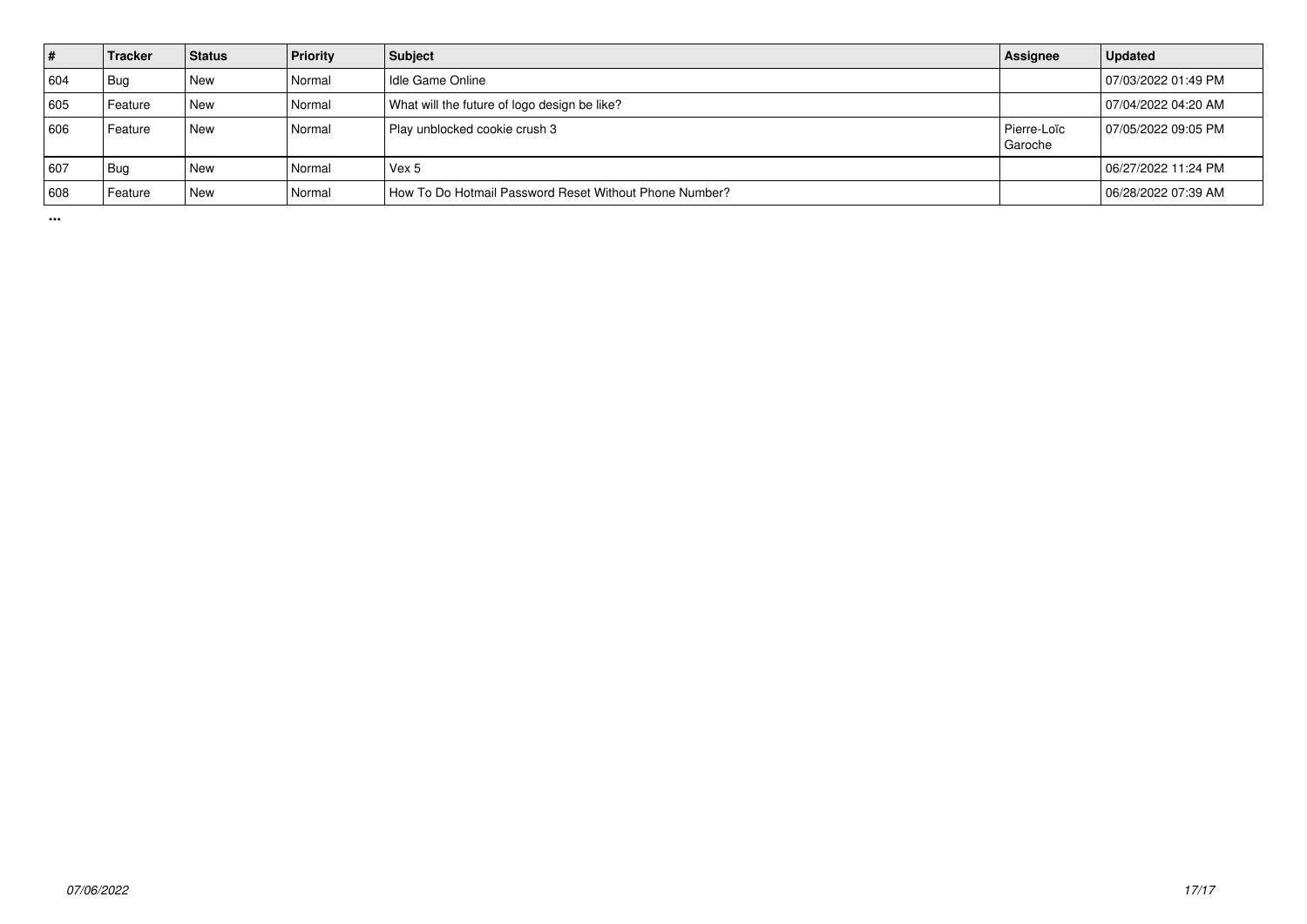| # | Tracker | Status | Priority | Subject | Assignee | Updated |
|---|---|---|---|---|---|---|
| 604 | Bug | New | Normal | Idle Game Online | | 07/03/2022 01:49 PM |
| 605 | Feature | New | Normal | What will the future of logo design be like? | | 07/04/2022 04:20 AM |
| 606 | Feature | New | Normal | Play unblocked cookie crush 3 | Pierre-Loïc Garoche | 07/05/2022 09:05 PM |
| 607 | Bug | New | Normal | Vex 5 | | 06/27/2022 11:24 PM |
| 608 | Feature | New | Normal | How To Do Hotmail Password Reset Without Phone Number? | | 06/28/2022 07:39 AM |

...